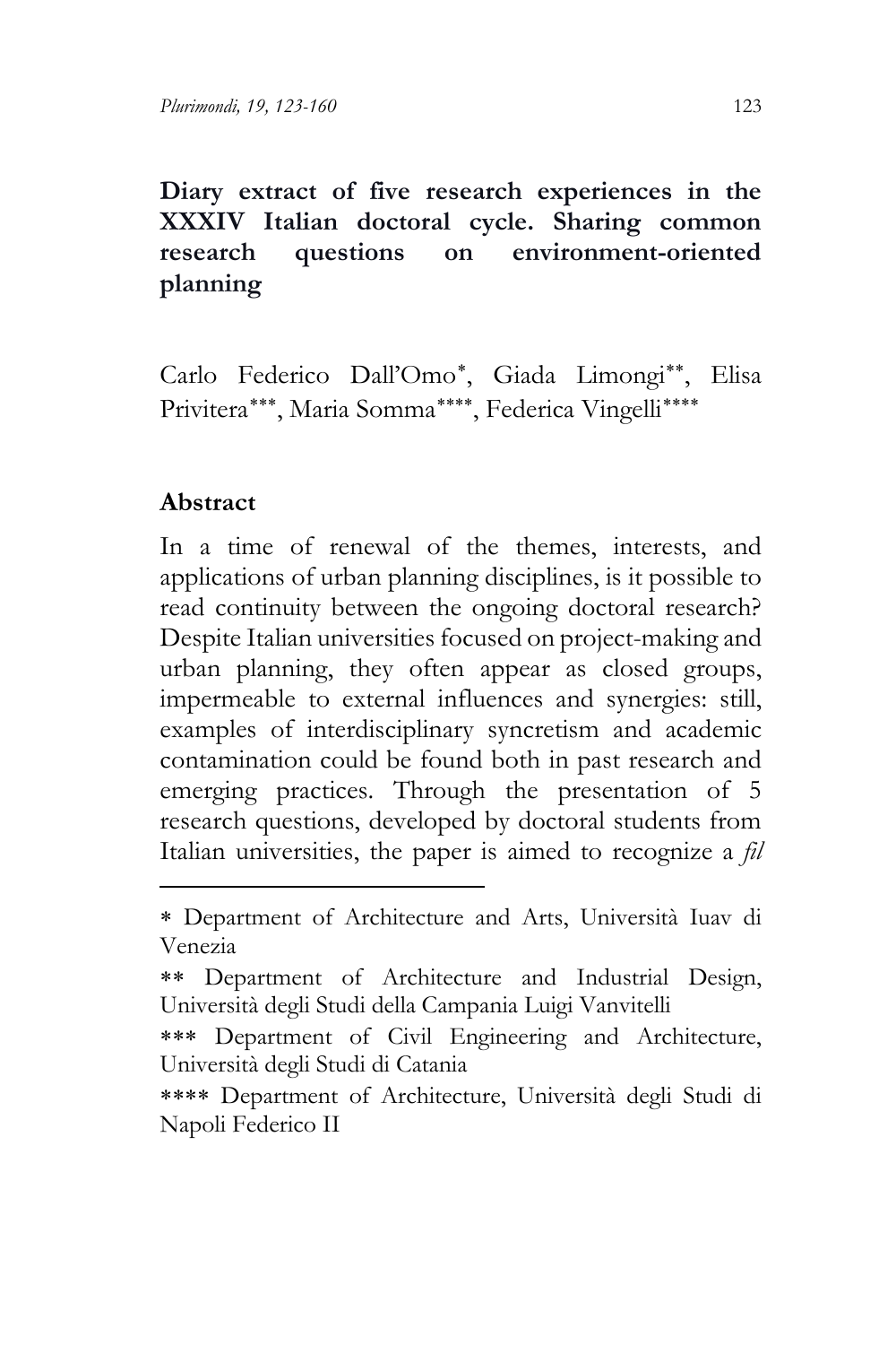# Diary extract of five research experiences in the XXXIV Italian doctoral cycle. Sharing common research questions on environment-oriented planning

Carlo Federico Dall'Omo[*], Giada Limongi[**], Elisa Privitera[***], Maria Somma[****], Federica Vingelli[****]

## Abstract

In a time of renewal of the themes, interests, and applications of urban planning disciplines, is it possible to read continuity between the ongoing doctoral research? Despite Italian universities focused on project-making and urban planning, they often appear as closed groups, impermeable to external influences and synergies: still, examples of interdisciplinary syncretism and academic contamination could be found both in past research and emerging practices. Through the presentation of 5 research questions, developed by doctoral students from Italian universities, the paper is aimed to recognize a *fil*

---

[*] Department of Architecture and Arts, Università Iuav di Venezia

[**] Department of Architecture and Industrial Design, Università degli Studi della Campania Luigi Vanvitelli

[***] Department of Civil Engineering and Architecture, Università degli Studi di Catania

[****] Department of Architecture, Università degli Studi di Napoli Federico II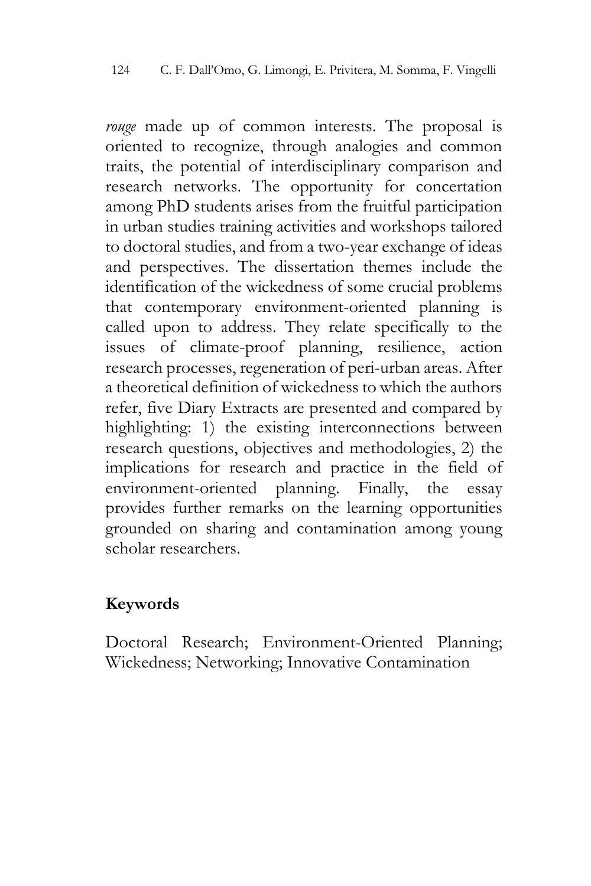*rouge* made up of common interests. The proposal is oriented to recognize, through analogies and common traits, the potential of interdisciplinary comparison and research networks. The opportunity for concertation among PhD students arises from the fruitful participation in urban studies training activities and workshops tailored to doctoral studies, and from a two-year exchange of ideas and perspectives. The dissertation themes include the identification of the wickedness of some crucial problems that contemporary environment-oriented planning is called upon to address. They relate specifically to the issues of climate-proof planning, resilience, action research processes, regeneration of peri-urban areas. After a theoretical definition of wickedness to which the authors refer, five Diary Extracts are presented and compared by highlighting: 1) the existing interconnections between research questions, objectives and methodologies, 2) the implications for research and practice in the field of environment-oriented planning. Finally, the essay provides further remarks on the learning opportunities grounded on sharing and contamination among young scholar researchers.

## Keywords

Doctoral Research; Environment-Oriented Planning; Wickedness; Networking; Innovative Contamination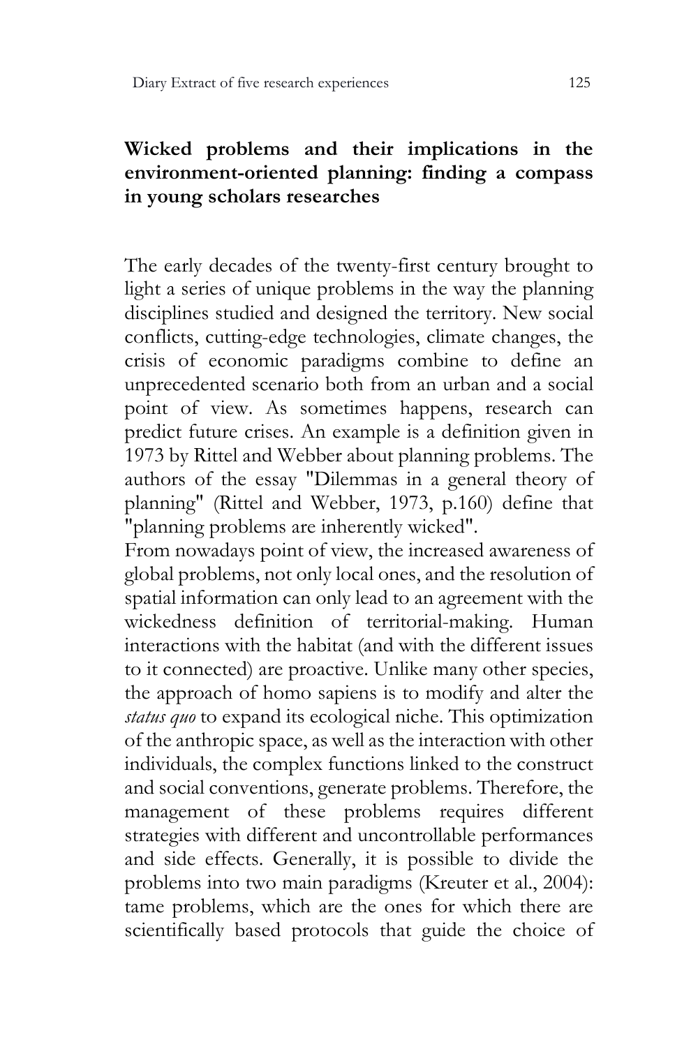## Wicked problems and their implications in the environment-oriented planning: finding a compass in young scholars researches

The early decades of the twenty-first century brought to light a series of unique problems in the way the planning disciplines studied and designed the territory. New social conflicts, cutting-edge technologies, climate changes, the crisis of economic paradigms combine to define an unprecedented scenario both from an urban and a social point of view. As sometimes happens, research can predict future crises. An example is a definition given in 1973 by Rittel and Webber about planning problems. The authors of the essay "Dilemmas in a general theory of planning" (Rittel and Webber, 1973, p.160) define that "planning problems are inherently wicked".

From nowadays point of view, the increased awareness of global problems, not only local ones, and the resolution of spatial information can only lead to an agreement with the wickedness definition of territorial-making. Human interactions with the habitat (and with the different issues to it connected) are proactive. Unlike many other species, the approach of homo sapiens is to modify and alter the *status quo* to expand its ecological niche. This optimization of the anthropic space, as well as the interaction with other individuals, the complex functions linked to the construct and social conventions, generate problems. Therefore, the management of these problems requires different strategies with different and uncontrollable performances and side effects. Generally, it is possible to divide the problems into two main paradigms (Kreuter et al., 2004): tame problems, which are the ones for which there are scientifically based protocols that guide the choice of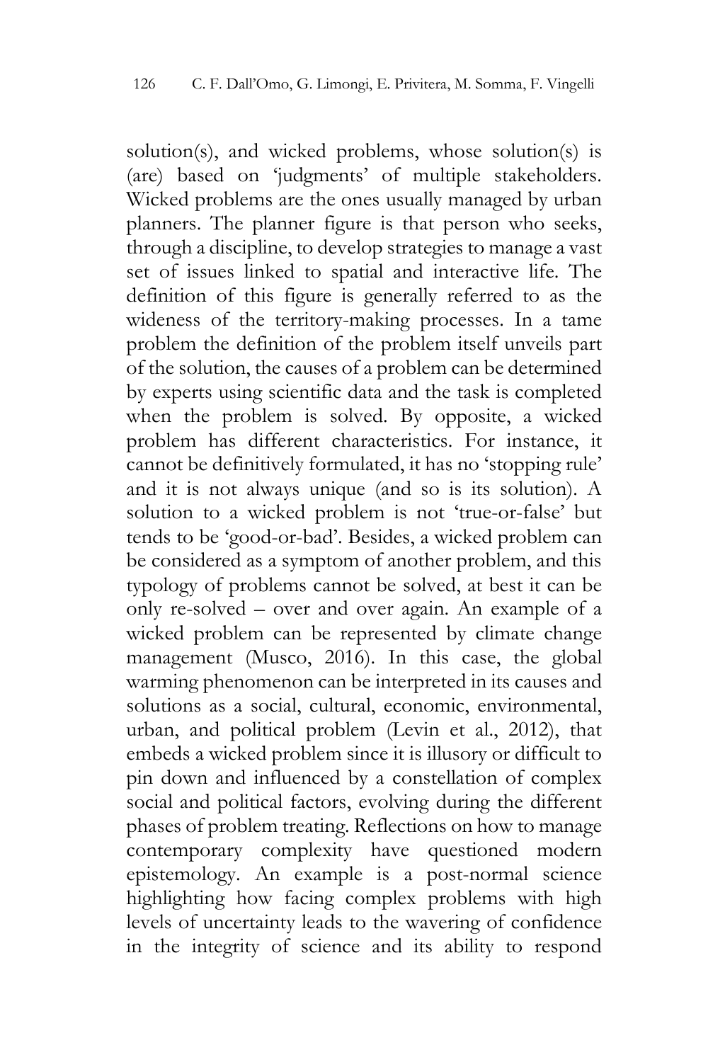solution(s), and wicked problems, whose solution(s) is (are) based on 'judgments' of multiple stakeholders. Wicked problems are the ones usually managed by urban planners. The planner figure is that person who seeks, through a discipline, to develop strategies to manage a vast set of issues linked to spatial and interactive life. The definition of this figure is generally referred to as the wideness of the territory-making processes. In a tame problem the definition of the problem itself unveils part of the solution, the causes of a problem can be determined by experts using scientific data and the task is completed when the problem is solved. By opposite, a wicked problem has different characteristics. For instance, it cannot be definitively formulated, it has no 'stopping rule' and it is not always unique (and so is its solution). A solution to a wicked problem is not 'true-or-false' but tends to be 'good-or-bad'. Besides, a wicked problem can be considered as a symptom of another problem, and this typology of problems cannot be solved, at best it can be only re-solved – over and over again. An example of a wicked problem can be represented by climate change management (Musco, 2016). In this case, the global warming phenomenon can be interpreted in its causes and solutions as a social, cultural, economic, environmental, urban, and political problem (Levin et al., 2012), that embeds a wicked problem since it is illusory or difficult to pin down and influenced by a constellation of complex social and political factors, evolving during the different phases of problem treating. Reflections on how to manage contemporary complexity have questioned modern epistemology. An example is a post-normal science highlighting how facing complex problems with high levels of uncertainty leads to the wavering of confidence in the integrity of science and its ability to respond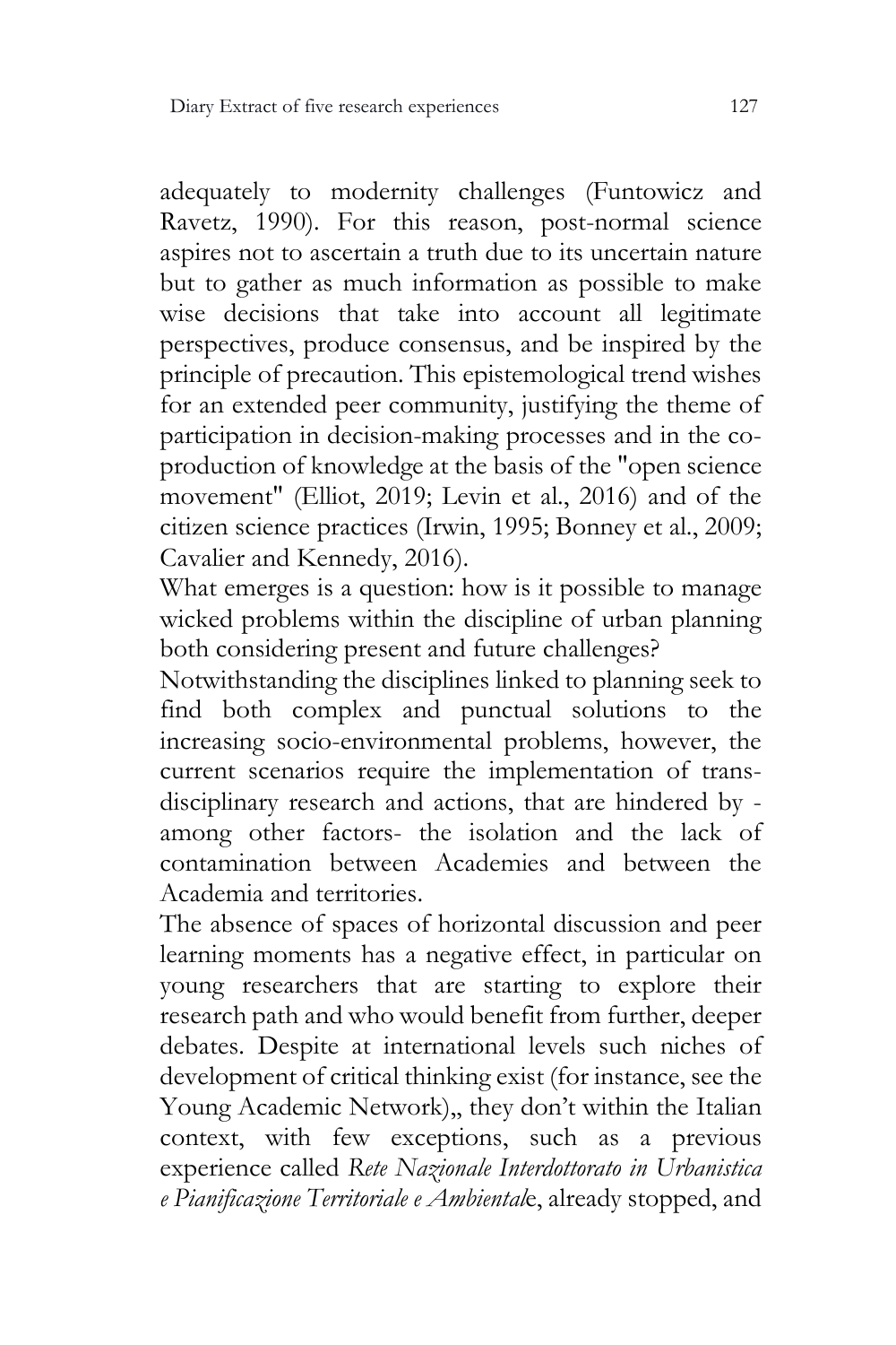adequately to modernity challenges (Funtowicz and Ravetz, 1990). For this reason, post-normal science aspires not to ascertain a truth due to its uncertain nature but to gather as much information as possible to make wise decisions that take into account all legitimate perspectives, produce consensus, and be inspired by the principle of precaution. This epistemological trend wishes for an extended peer community, justifying the theme of participation in decision-making processes and in the co-production of knowledge at the basis of the "open science movement" (Elliot, 2019; Levin et al., 2016) and of the citizen science practices (Irwin, 1995; Bonney et al., 2009; Cavalier and Kennedy, 2016).

What emerges is a question: how is it possible to manage wicked problems within the discipline of urban planning both considering present and future challenges?

Notwithstanding the disciplines linked to planning seek to find both complex and punctual solutions to the increasing socio-environmental problems, however, the current scenarios require the implementation of trans-disciplinary research and actions, that are hindered by -among other factors- the isolation and the lack of contamination between Academies and between the Academia and territories.

The absence of spaces of horizontal discussion and peer learning moments has a negative effect, in particular on young researchers that are starting to explore their research path and who would benefit from further, deeper debates. Despite at international levels such niches of development of critical thinking exist (for instance, see the Young Academic Network),, they don't within the Italian context, with few exceptions, such as a previous experience called *Rete Nazionale Interdottorato in Urbanistica e Pianificazione Territoriale e Ambientale*, already stopped, and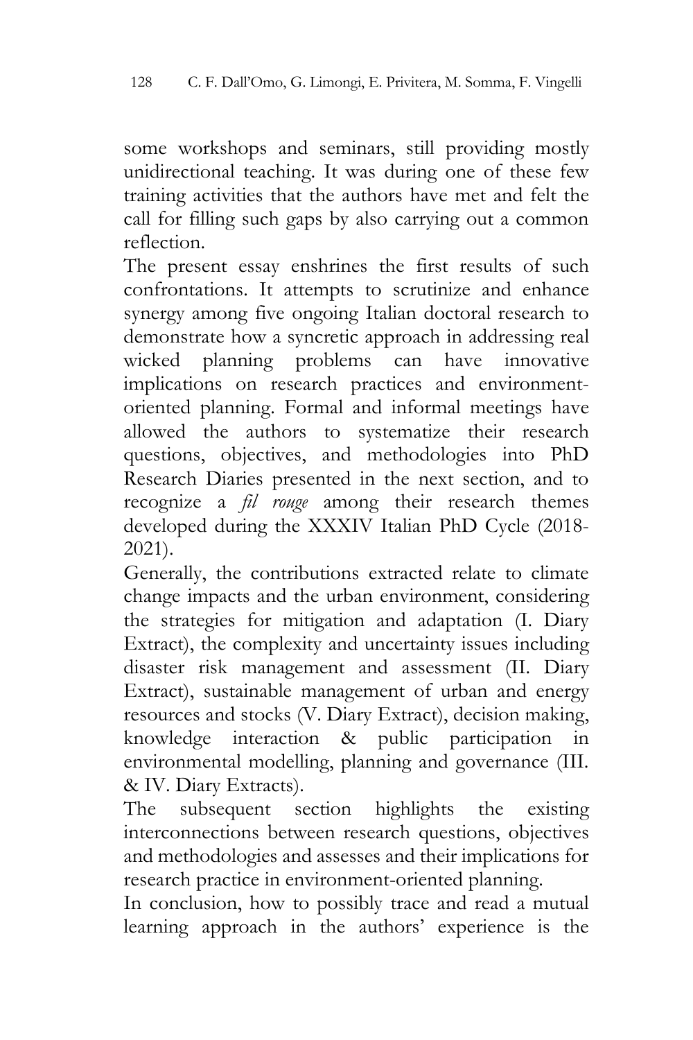some workshops and seminars, still providing mostly unidirectional teaching. It was during one of these few training activities that the authors have met and felt the call for filling such gaps by also carrying out a common reflection.

The present essay enshrines the first results of such confrontations. It attempts to scrutinize and enhance synergy among five ongoing Italian doctoral research to demonstrate how a syncretic approach in addressing real wicked planning problems can have innovative implications on research practices and environment-oriented planning. Formal and informal meetings have allowed the authors to systematize their research questions, objectives, and methodologies into PhD Research Diaries presented in the next section, and to recognize a *fil rouge* among their research themes developed during the XXXIV Italian PhD Cycle (2018-2021).

Generally, the contributions extracted relate to climate change impacts and the urban environment, considering the strategies for mitigation and adaptation (I. Diary Extract), the complexity and uncertainty issues including disaster risk management and assessment (II. Diary Extract), sustainable management of urban and energy resources and stocks (V. Diary Extract), decision making, knowledge interaction & public participation in environmental modelling, planning and governance (III. & IV. Diary Extracts).

The subsequent section highlights the existing interconnections between research questions, objectives and methodologies and assesses and their implications for research practice in environment-oriented planning.

In conclusion, how to possibly trace and read a mutual learning approach in the authors' experience is the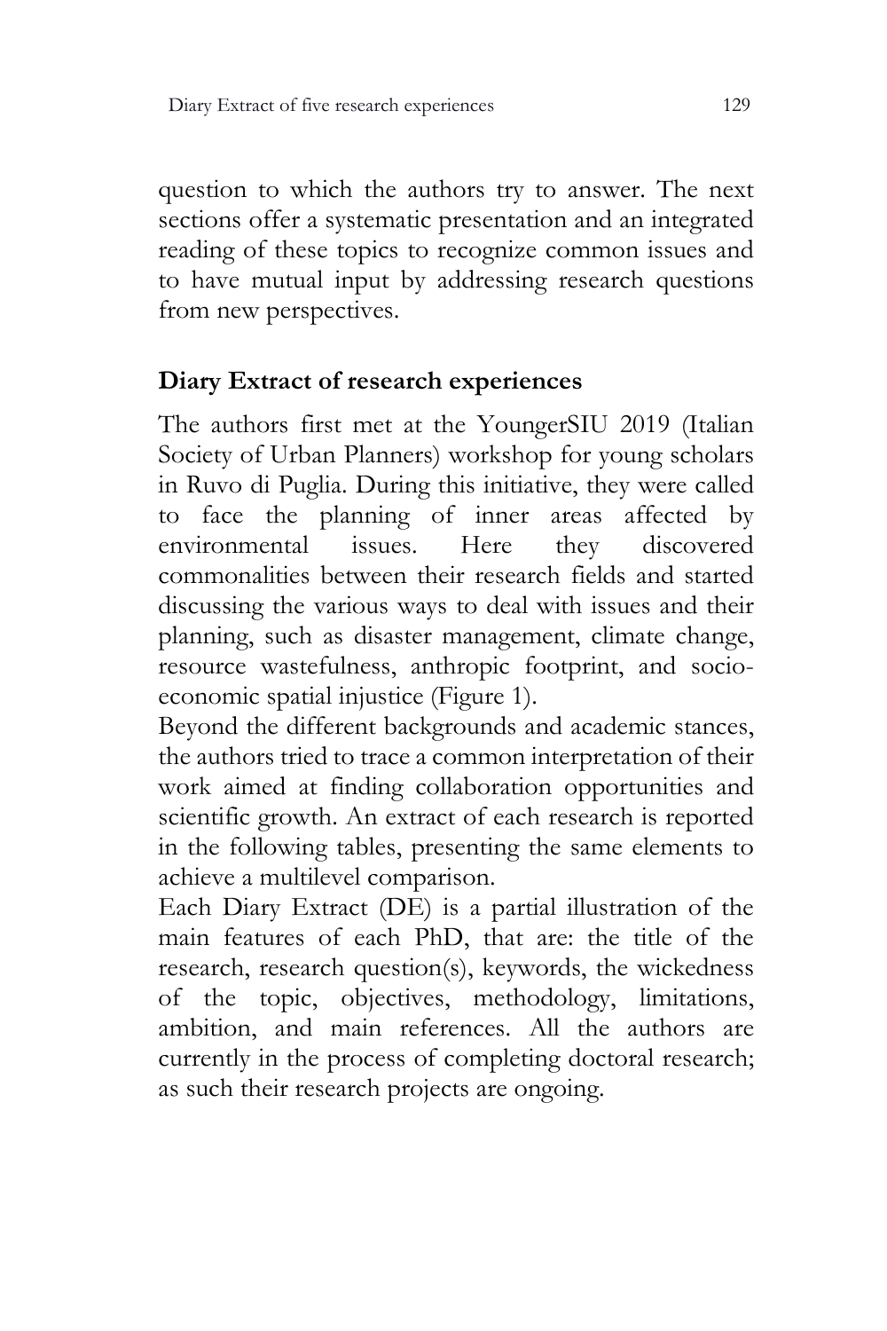question to which the authors try to answer. The next sections offer a systematic presentation and an integrated reading of these topics to recognize common issues and to have mutual input by addressing research questions from new perspectives.

## Diary Extract of research experiences

The authors first met at the YoungerSIU 2019 (Italian Society of Urban Planners) workshop for young scholars in Ruvo di Puglia. During this initiative, they were called to face the planning of inner areas affected by environmental issues. Here they discovered commonalities between their research fields and started discussing the various ways to deal with issues and their planning, such as disaster management, climate change, resource wastefulness, anthropic footprint, and socio-economic spatial injustice (Figure 1).

Beyond the different backgrounds and academic stances, the authors tried to trace a common interpretation of their work aimed at finding collaboration opportunities and scientific growth. An extract of each research is reported in the following tables, presenting the same elements to achieve a multilevel comparison.

Each Diary Extract (DE) is a partial illustration of the main features of each PhD, that are: the title of the research, research question(s), keywords, the wickedness of the topic, objectives, methodology, limitations, ambition, and main references. All the authors are currently in the process of completing doctoral research; as such their research projects are ongoing.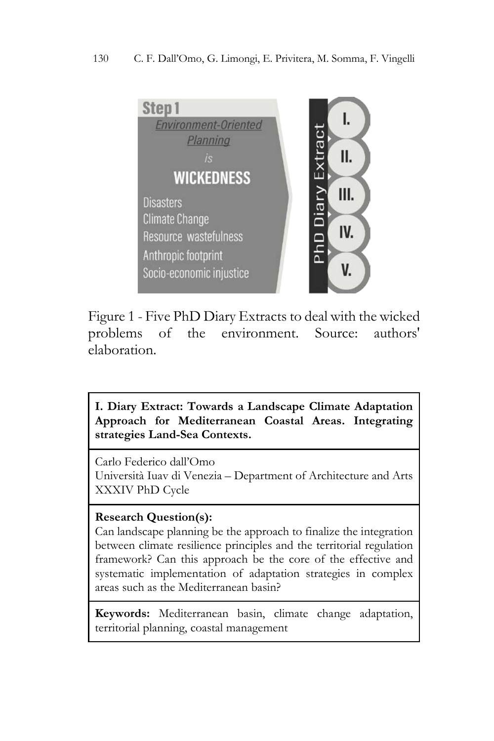Figure 1 - Five PhD Diary Extracts to deal with the wicked problems of the environment. Source: authors' elaboration.

| **I. Diary Extract: Towards a Landscape Climate Adaptation Approach for Mediterranean Coastal Areas. Integrating strategies Land-Sea Contexts.** |
| --- |
| Carlo Federico dall'Omo<br>Università Iuav di Venezia – Department of Architecture and Arts<br>XXXIV PhD Cycle |
| **Research Question(s):**<br>Can landscape planning be the approach to finalize the integration between climate resilience principles and the territorial regulation framework? Can this approach be the core of the effective and systematic implementation of adaptation strategies in complex areas such as the Mediterranean basin? |
| **Keywords:** Mediterranean basin, climate change adaptation, territorial planning, coastal management |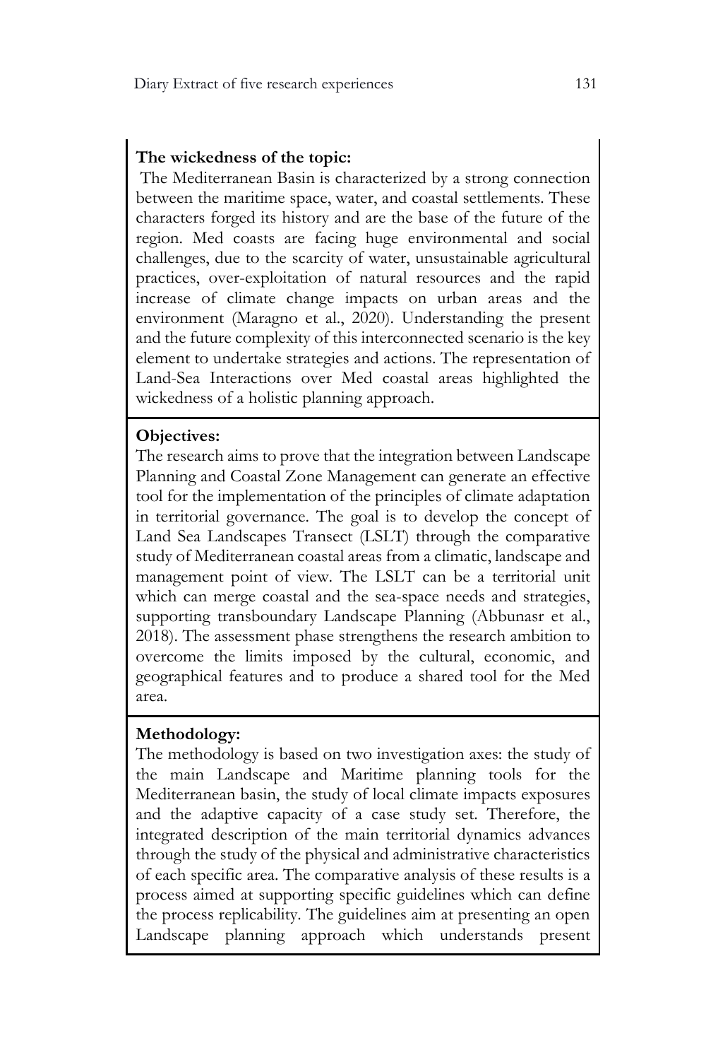**The wickedness of the topic:**

The Mediterranean Basin is characterized by a strong connection between the maritime space, water, and coastal settlements. These characters forged its history and are the base of the future of the region. Med coasts are facing huge environmental and social challenges, due to the scarcity of water, unsustainable agricultural practices, over-exploitation of natural resources and the rapid increase of climate change impacts on urban areas and the environment (Maragno et al., 2020). Understanding the present and the future complexity of this interconnected scenario is the key element to undertake strategies and actions. The representation of Land-Sea Interactions over Med coastal areas highlighted the wickedness of a holistic planning approach.

**Objectives:**

The research aims to prove that the integration between Landscape Planning and Coastal Zone Management can generate an effective tool for the implementation of the principles of climate adaptation in territorial governance. The goal is to develop the concept of Land Sea Landscapes Transect (LSLT) through the comparative study of Mediterranean coastal areas from a climatic, landscape and management point of view. The LSLT can be a territorial unit which can merge coastal and the sea-space needs and strategies, supporting transboundary Landscape Planning (Abbunasr et al., 2018). The assessment phase strengthens the research ambition to overcome the limits imposed by the cultural, economic, and geographical features and to produce a shared tool for the Med area.

**Methodology:**

The methodology is based on two investigation axes: the study of the main Landscape and Maritime planning tools for the Mediterranean basin, the study of local climate impacts exposures and the adaptive capacity of a case study set. Therefore, the integrated description of the main territorial dynamics advances through the study of the physical and administrative characteristics of each specific area. The comparative analysis of these results is a process aimed at supporting specific guidelines which can define the process replicability. The guidelines aim at presenting an open Landscape planning approach which understands present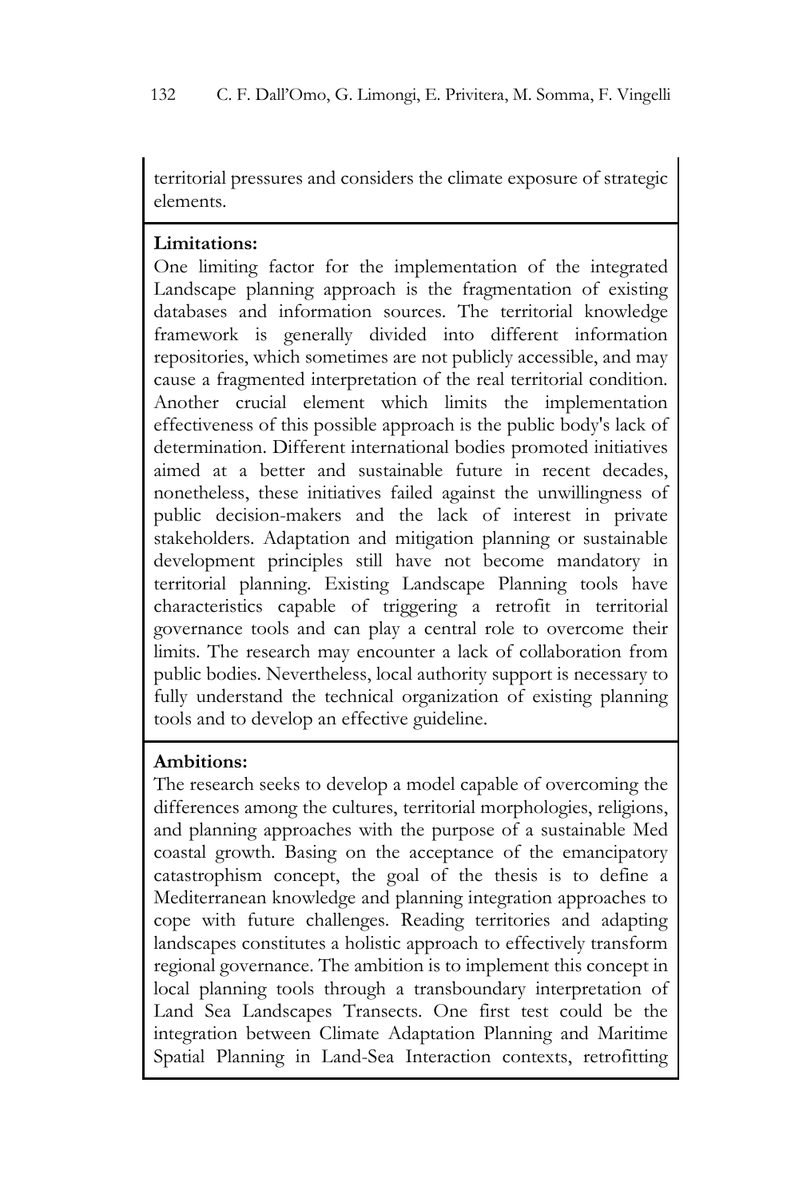territorial pressures and considers the climate exposure of strategic elements.

**Limitations:**
One limiting factor for the implementation of the integrated Landscape planning approach is the fragmentation of existing databases and information sources. The territorial knowledge framework is generally divided into different information repositories, which sometimes are not publicly accessible, and may cause a fragmented interpretation of the real territorial condition. Another crucial element which limits the implementation effectiveness of this possible approach is the public body's lack of determination. Different international bodies promoted initiatives aimed at a better and sustainable future in recent decades, nonetheless, these initiatives failed against the unwillingness of public decision-makers and the lack of interest in private stakeholders. Adaptation and mitigation planning or sustainable development principles still have not become mandatory in territorial planning. Existing Landscape Planning tools have characteristics capable of triggering a retrofit in territorial governance tools and can play a central role to overcome their limits. The research may encounter a lack of collaboration from public bodies. Nevertheless, local authority support is necessary to fully understand the technical organization of existing planning tools and to develop an effective guideline.

**Ambitions:**
The research seeks to develop a model capable of overcoming the differences among the cultures, territorial morphologies, religions, and planning approaches with the purpose of a sustainable Med coastal growth. Basing on the acceptance of the emancipatory catastrophism concept, the goal of the thesis is to define a Mediterranean knowledge and planning integration approaches to cope with future challenges. Reading territories and adapting landscapes constitutes a holistic approach to effectively transform regional governance. The ambition is to implement this concept in local planning tools through a transboundary interpretation of Land Sea Landscapes Transects. One first test could be the integration between Climate Adaptation Planning and Maritime Spatial Planning in Land-Sea Interaction contexts, retrofitting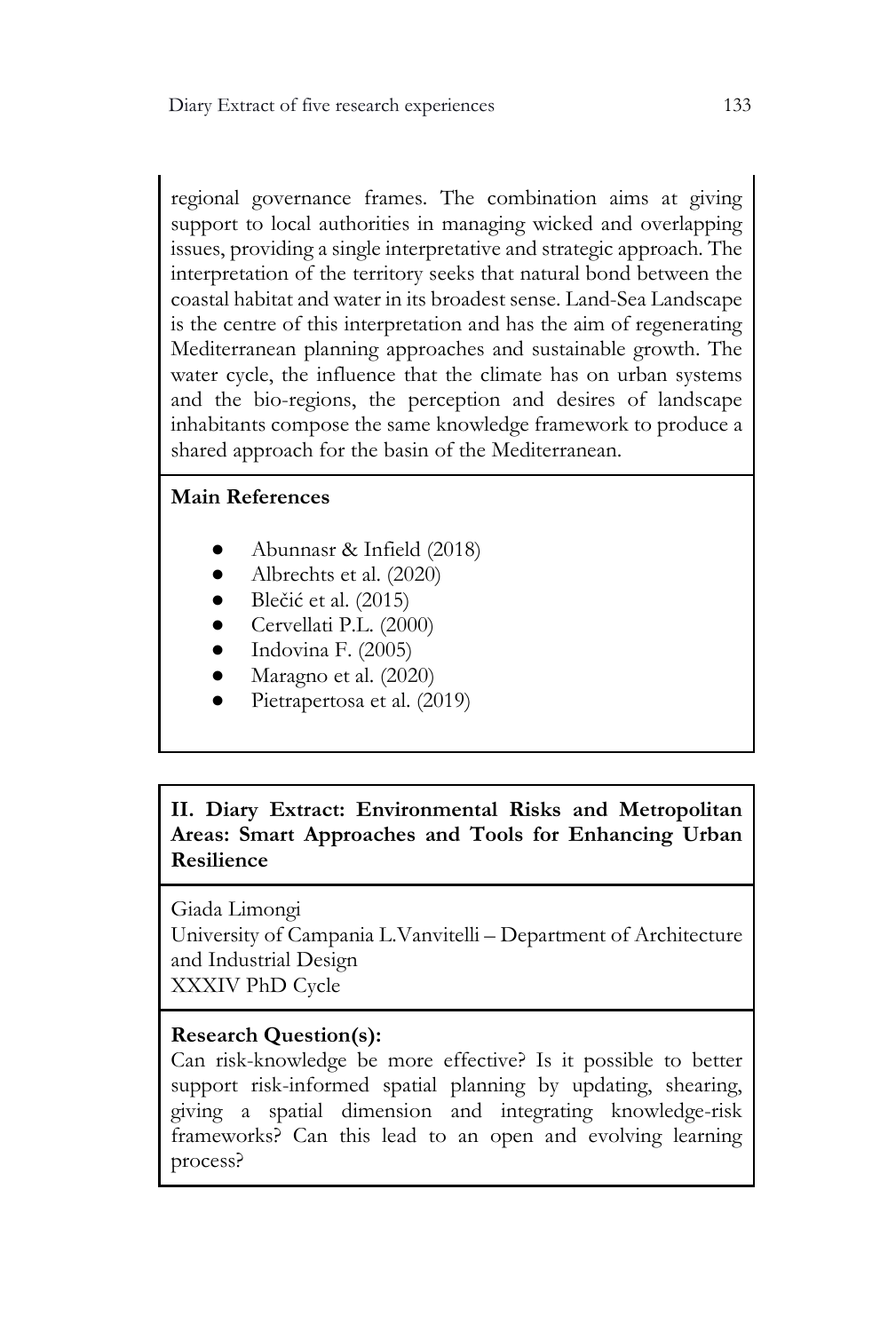regional governance frames. The combination aims at giving support to local authorities in managing wicked and overlapping issues, providing a single interpretative and strategic approach. The interpretation of the territory seeks that natural bond between the coastal habitat and water in its broadest sense. Land-Sea Landscape is the centre of this interpretation and has the aim of regenerating Mediterranean planning approaches and sustainable growth. The water cycle, the influence that the climate has on urban systems and the bio-regions, the perception and desires of landscape inhabitants compose the same knowledge framework to produce a shared approach for the basin of the Mediterranean.

**Main References**

- Abunnasr & Infield (2018)
- Albrechts et al. (2020)
- Blečić et al. (2015)
- Cervellati P.L. (2000)
- Indovina F. (2005)
- Maragno et al. (2020)
- Pietrapertosa et al. (2019)

**II. Diary Extract: Environmental Risks and Metropolitan Areas: Smart Approaches and Tools for Enhancing Urban Resilience**

Giada Limongi
University of Campania L.Vanvitelli – Department of Architecture and Industrial Design
XXXIV PhD Cycle

**Research Question(s):**
Can risk-knowledge be more effective? Is it possible to better support risk-informed spatial planning by updating, shearing, giving a spatial dimension and integrating knowledge-risk frameworks? Can this lead to an open and evolving learning process?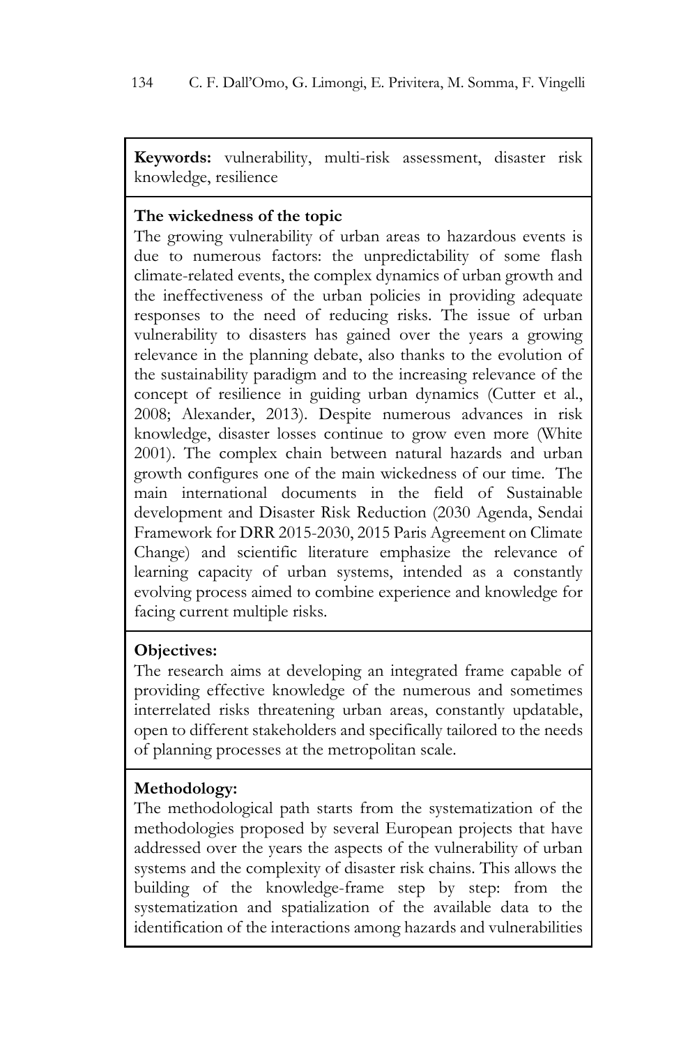**Keywords:** vulnerability, multi-risk assessment, disaster risk knowledge, resilience

**The wickedness of the topic**

The growing vulnerability of urban areas to hazardous events is due to numerous factors: the unpredictability of some flash climate-related events, the complex dynamics of urban growth and the ineffectiveness of the urban policies in providing adequate responses to the need of reducing risks. The issue of urban vulnerability to disasters has gained over the years a growing relevance in the planning debate, also thanks to the evolution of the sustainability paradigm and to the increasing relevance of the concept of resilience in guiding urban dynamics (Cutter et al., 2008; Alexander, 2013). Despite numerous advances in risk knowledge, disaster losses continue to grow even more (White 2001). The complex chain between natural hazards and urban growth configures one of the main wickedness of our time. The main international documents in the field of Sustainable development and Disaster Risk Reduction (2030 Agenda, Sendai Framework for DRR 2015-2030, 2015 Paris Agreement on Climate Change) and scientific literature emphasize the relevance of learning capacity of urban systems, intended as a constantly evolving process aimed to combine experience and knowledge for facing current multiple risks.

**Objectives:**

The research aims at developing an integrated frame capable of providing effective knowledge of the numerous and sometimes interrelated risks threatening urban areas, constantly updatable, open to different stakeholders and specifically tailored to the needs of planning processes at the metropolitan scale.

**Methodology:**

The methodological path starts from the systematization of the methodologies proposed by several European projects that have addressed over the years the aspects of the vulnerability of urban systems and the complexity of disaster risk chains. This allows the building of the knowledge-frame step by step: from the systematization and spatialization of the available data to the identification of the interactions among hazards and vulnerabilities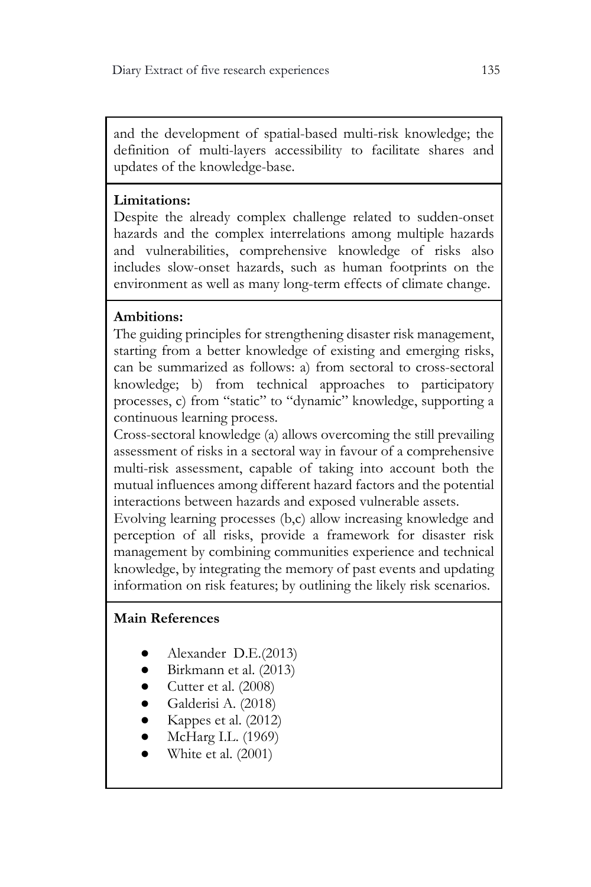and the development of spatial-based multi-risk knowledge; the definition of multi-layers accessibility to facilitate shares and updates of the knowledge-base.

**Limitations:**
Despite the already complex challenge related to sudden-onset hazards and the complex interrelations among multiple hazards and vulnerabilities, comprehensive knowledge of risks also includes slow-onset hazards, such as human footprints on the environment as well as many long-term effects of climate change.

**Ambitions:**
The guiding principles for strengthening disaster risk management, starting from a better knowledge of existing and emerging risks, can be summarized as follows: a) from sectoral to cross-sectoral knowledge; b) from technical approaches to participatory processes, c) from "static" to "dynamic" knowledge, supporting a continuous learning process.
Cross-sectoral knowledge (a) allows overcoming the still prevailing assessment of risks in a sectoral way in favour of a comprehensive multi-risk assessment, capable of taking into account both the mutual influences among different hazard factors and the potential interactions between hazards and exposed vulnerable assets.
Evolving learning processes (b,c) allow increasing knowledge and perception of all risks, provide a framework for disaster risk management by combining communities experience and technical knowledge, by integrating the memory of past events and updating information on risk features; by outlining the likely risk scenarios.

**Main References**

- Alexander D.E.(2013)
- Birkmann et al. (2013)
- Cutter et al. (2008)
- Galderisi A. (2018)
- Kappes et al. (2012)
- McHarg I.L. (1969)
- White et al. (2001)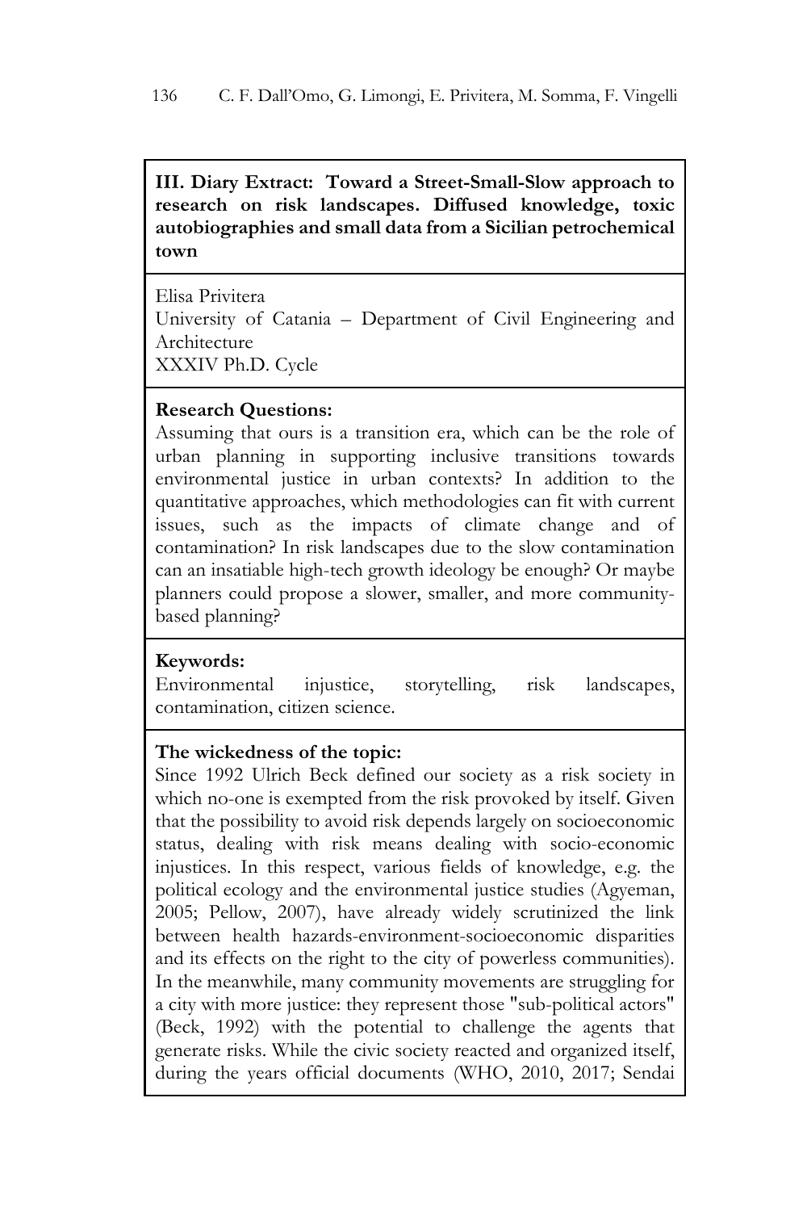**III. Diary Extract: Toward a Street-Small-Slow approach to research on risk landscapes. Diffused knowledge, toxic autobiographies and small data from a Sicilian petrochemical town**

Elisa Privitera
University of Catania – Department of Civil Engineering and Architecture
XXXIV Ph.D. Cycle

**Research Questions:**
Assuming that ours is a transition era, which can be the role of urban planning in supporting inclusive transitions towards environmental justice in urban contexts? In addition to the quantitative approaches, which methodologies can fit with current issues, such as the impacts of climate change and of contamination? In risk landscapes due to the slow contamination can an insatiable high-tech growth ideology be enough? Or maybe planners could propose a slower, smaller, and more community-based planning?

**Keywords:**
Environmental injustice, storytelling, risk landscapes, contamination, citizen science.

**The wickedness of the topic:**
Since 1992 Ulrich Beck defined our society as a risk society in which no-one is exempted from the risk provoked by itself. Given that the possibility to avoid risk depends largely on socioeconomic status, dealing with risk means dealing with socio-economic injustices. In this respect, various fields of knowledge, e.g. the political ecology and the environmental justice studies (Agyeman, 2005; Pellow, 2007), have already widely scrutinized the link between health hazards-environment-socioeconomic disparities and its effects on the right to the city of powerless communities). In the meanwhile, many community movements are struggling for a city with more justice: they represent those "sub-political actors" (Beck, 1992) with the potential to challenge the agents that generate risks. While the civic society reacted and organized itself, during the years official documents (WHO, 2010, 2017; Sendai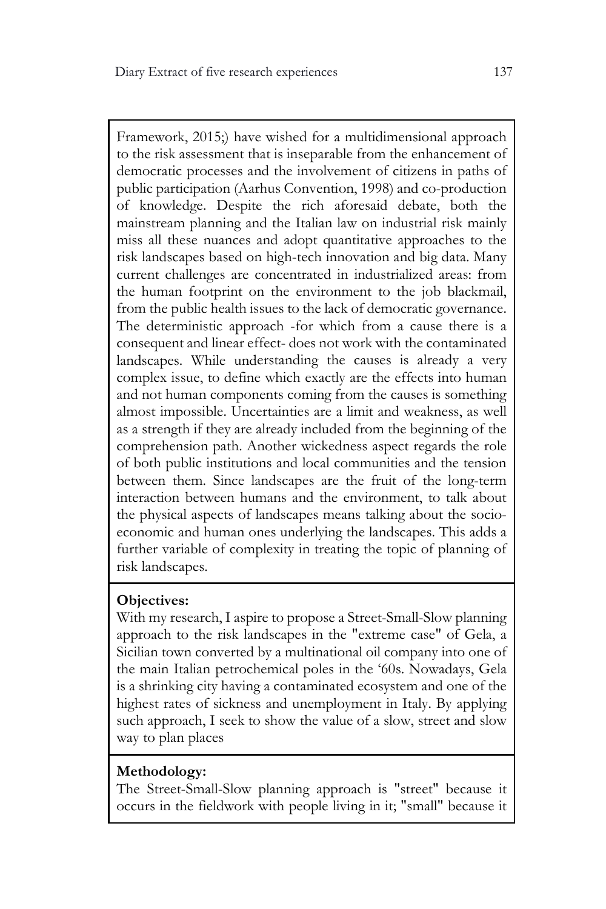Framework, 2015;) have wished for a multidimensional approach to the risk assessment that is inseparable from the enhancement of democratic processes and the involvement of citizens in paths of public participation (Aarhus Convention, 1998) and co-production of knowledge. Despite the rich aforesaid debate, both the mainstream planning and the Italian law on industrial risk mainly miss all these nuances and adopt quantitative approaches to the risk landscapes based on high-tech innovation and big data. Many current challenges are concentrated in industrialized areas: from the human footprint on the environment to the job blackmail, from the public health issues to the lack of democratic governance. The deterministic approach -for which from a cause there is a consequent and linear effect- does not work with the contaminated landscapes. While understanding the causes is already a very complex issue, to define which exactly are the effects into human and not human components coming from the causes is something almost impossible. Uncertainties are a limit and weakness, as well as a strength if they are already included from the beginning of the comprehension path. Another wickedness aspect regards the role of both public institutions and local communities and the tension between them. Since landscapes are the fruit of the long-term interaction between humans and the environment, to talk about the physical aspects of landscapes means talking about the socio-economic and human ones underlying the landscapes. This adds a further variable of complexity in treating the topic of planning of risk landscapes.

**Objectives:**

With my research, I aspire to propose a Street-Small-Slow planning approach to the risk landscapes in the "extreme case" of Gela, a Sicilian town converted by a multinational oil company into one of the main Italian petrochemical poles in the '60s. Nowadays, Gela is a shrinking city having a contaminated ecosystem and one of the highest rates of sickness and unemployment in Italy. By applying such approach, I seek to show the value of a slow, street and slow way to plan places

**Methodology:**

The Street-Small-Slow planning approach is "street" because it occurs in the fieldwork with people living in it; "small" because it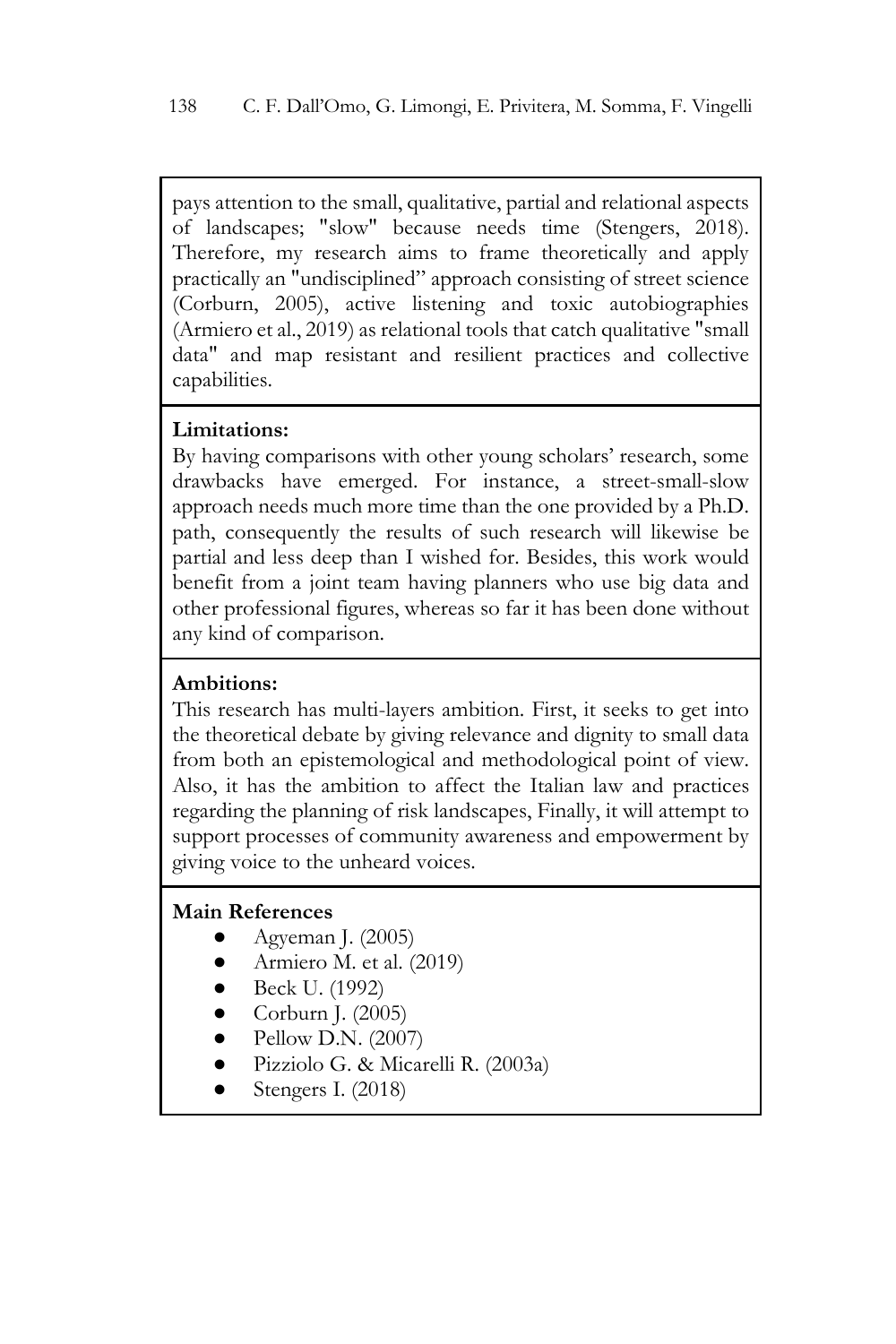pays attention to the small, qualitative, partial and relational aspects of landscapes; "slow" because needs time (Stengers, 2018). Therefore, my research aims to frame theoretically and apply practically an "undisciplined" approach consisting of street science (Corburn, 2005), active listening and toxic autobiographies (Armiero et al., 2019) as relational tools that catch qualitative "small data" and map resistant and resilient practices and collective capabilities.

**Limitations:**
By having comparisons with other young scholars' research, some drawbacks have emerged. For instance, a street-small-slow approach needs much more time than the one provided by a Ph.D. path, consequently the results of such research will likewise be partial and less deep than I wished for. Besides, this work would benefit from a joint team having planners who use big data and other professional figures, whereas so far it has been done without any kind of comparison.

**Ambitions:**
This research has multi-layers ambition. First, it seeks to get into the theoretical debate by giving relevance and dignity to small data from both an epistemological and methodological point of view. Also, it has the ambition to affect the Italian law and practices regarding the planning of risk landscapes, Finally, it will attempt to support processes of community awareness and empowerment by giving voice to the unheard voices.

**Main References**

- Agyeman J. (2005)
- Armiero M. et al. (2019)
- Beck U. (1992)
- Corburn J. (2005)
- Pellow D.N. (2007)
- Pizziolo G. & Micarelli R. (2003a)
- Stengers I. (2018)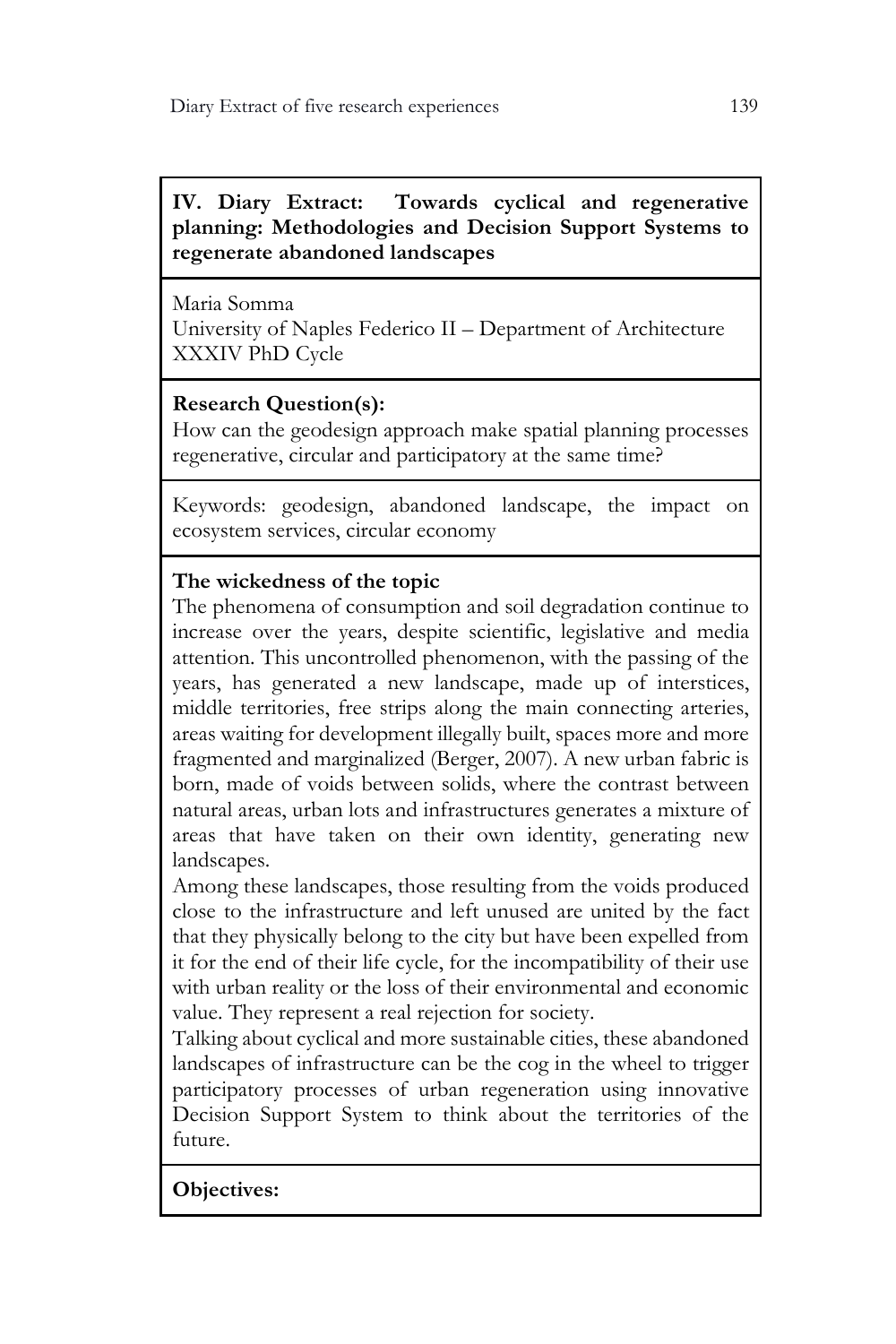**IV. Diary Extract: Towards cyclical and regenerative planning: Methodologies and Decision Support Systems to regenerate abandoned landscapes**

Maria Somma
University of Naples Federico II – Department of Architecture
XXXIV PhD Cycle

**Research Question(s):**
How can the geodesign approach make spatial planning processes regenerative, circular and participatory at the same time?

Keywords: geodesign, abandoned landscape, the impact on ecosystem services, circular economy

**The wickedness of the topic**
The phenomena of consumption and soil degradation continue to increase over the years, despite scientific, legislative and media attention. This uncontrolled phenomenon, with the passing of the years, has generated a new landscape, made up of interstices, middle territories, free strips along the main connecting arteries, areas waiting for development illegally built, spaces more and more fragmented and marginalized (Berger, 2007). A new urban fabric is born, made of voids between solids, where the contrast between natural areas, urban lots and infrastructures generates a mixture of areas that have taken on their own identity, generating new landscapes.
Among these landscapes, those resulting from the voids produced close to the infrastructure and left unused are united by the fact that they physically belong to the city but have been expelled from it for the end of their life cycle, for the incompatibility of their use with urban reality or the loss of their environmental and economic value. They represent a real rejection for society.
Talking about cyclical and more sustainable cities, these abandoned landscapes of infrastructure can be the cog in the wheel to trigger participatory processes of urban regeneration using innovative Decision Support System to think about the territories of the future.

**Objectives:**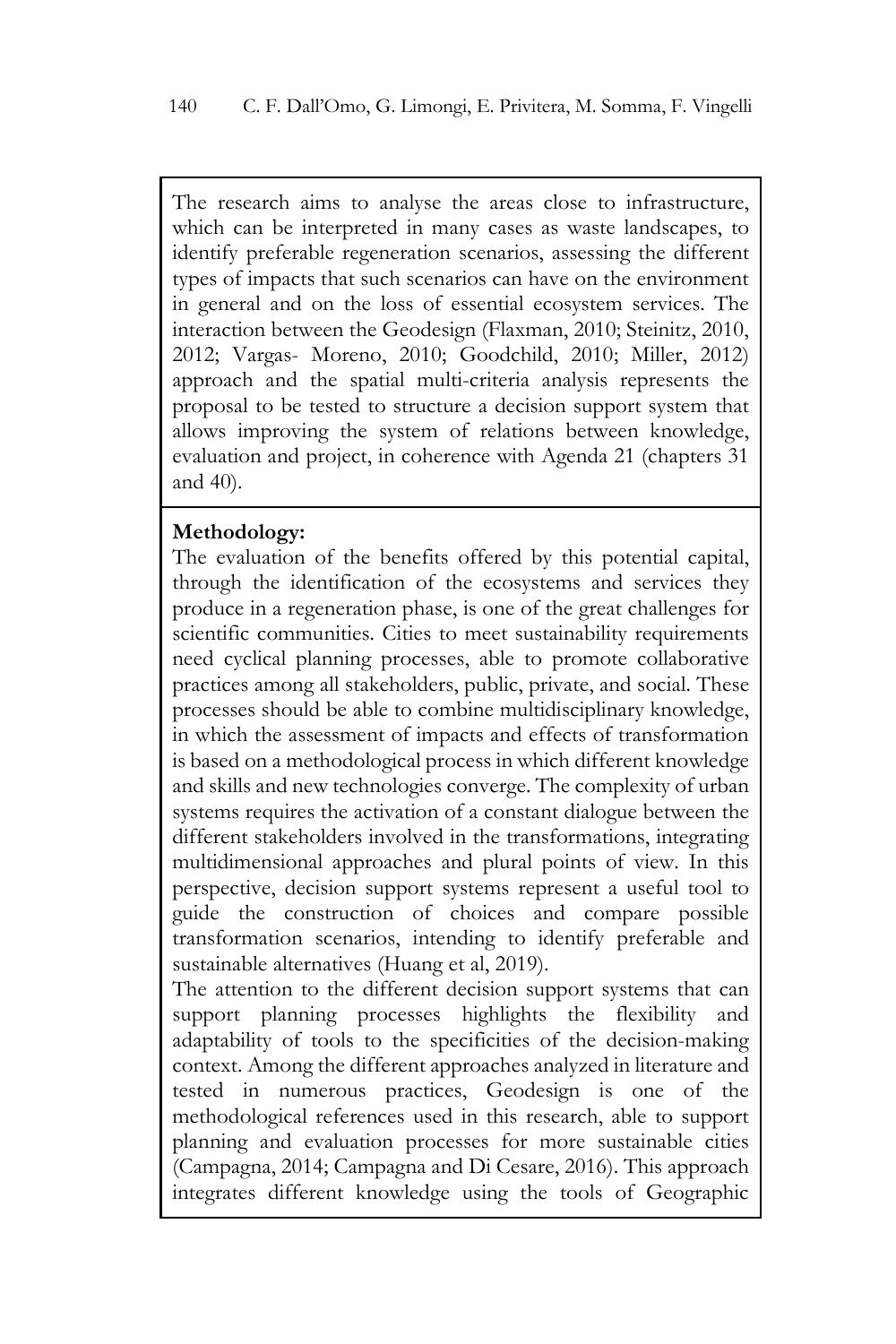The research aims to analyse the areas close to infrastructure, which can be interpreted in many cases as waste landscapes, to identify preferable regeneration scenarios, assessing the different types of impacts that such scenarios can have on the environment in general and on the loss of essential ecosystem services. The interaction between the Geodesign (Flaxman, 2010; Steinitz, 2010, 2012; Vargas- Moreno, 2010; Goodchild, 2010; Miller, 2012) approach and the spatial multi-criteria analysis represents the proposal to be tested to structure a decision support system that allows improving the system of relations between knowledge, evaluation and project, in coherence with Agenda 21 (chapters 31 and 40).

**Methodology:**
The evaluation of the benefits offered by this potential capital, through the identification of the ecosystems and services they produce in a regeneration phase, is one of the great challenges for scientific communities. Cities to meet sustainability requirements need cyclical planning processes, able to promote collaborative practices among all stakeholders, public, private, and social. These processes should be able to combine multidisciplinary knowledge, in which the assessment of impacts and effects of transformation is based on a methodological process in which different knowledge and skills and new technologies converge. The complexity of urban systems requires the activation of a constant dialogue between the different stakeholders involved in the transformations, integrating multidimensional approaches and plural points of view. In this perspective, decision support systems represent a useful tool to guide the construction of choices and compare possible transformation scenarios, intending to identify preferable and sustainable alternatives (Huang et al, 2019).
The attention to the different decision support systems that can support planning processes highlights the flexibility and adaptability of tools to the specificities of the decision-making context. Among the different approaches analyzed in literature and tested in numerous practices, Geodesign is one of the methodological references used in this research, able to support planning and evaluation processes for more sustainable cities (Campagna, 2014; Campagna and Di Cesare, 2016). This approach integrates different knowledge using the tools of Geographic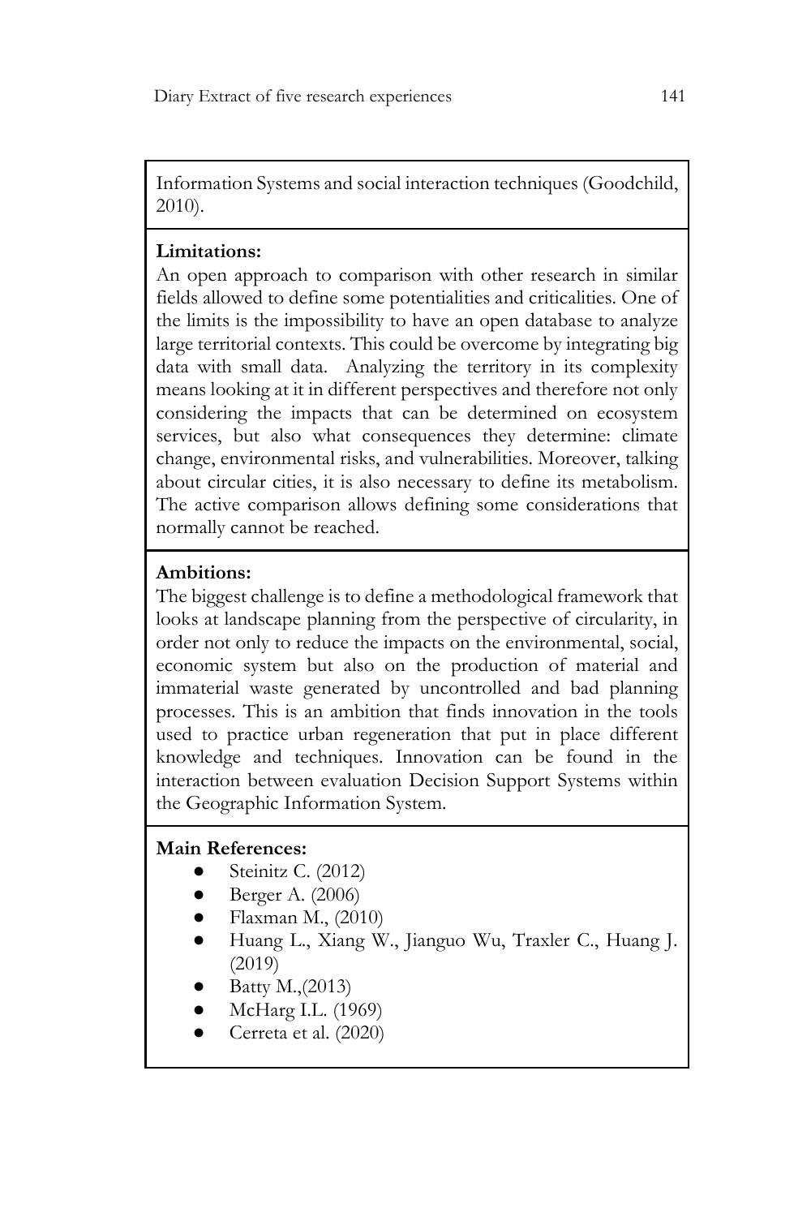Information Systems and social interaction techniques (Goodchild, 2010).

**Limitations:**
An open approach to comparison with other research in similar fields allowed to define some potentialities and criticalities. One of the limits is the impossibility to have an open database to analyze large territorial contexts. This could be overcome by integrating big data with small data. Analyzing the territory in its complexity means looking at it in different perspectives and therefore not only considering the impacts that can be determined on ecosystem services, but also what consequences they determine: climate change, environmental risks, and vulnerabilities. Moreover, talking about circular cities, it is also necessary to define its metabolism. The active comparison allows defining some considerations that normally cannot be reached.

**Ambitions:**
The biggest challenge is to define a methodological framework that looks at landscape planning from the perspective of circularity, in order not only to reduce the impacts on the environmental, social, economic system but also on the production of material and immaterial waste generated by uncontrolled and bad planning processes. This is an ambition that finds innovation in the tools used to practice urban regeneration that put in place different knowledge and techniques. Innovation can be found in the interaction between evaluation Decision Support Systems within the Geographic Information System.

**Main References:**

- Steinitz C. (2012)
- Berger A. (2006)
- Flaxman M., (2010)
- Huang L., Xiang W., Jianguo Wu, Traxler C., Huang J. (2019)
- Batty M.,(2013)
- McHarg I.L. (1969)
- Cerreta et al. (2020)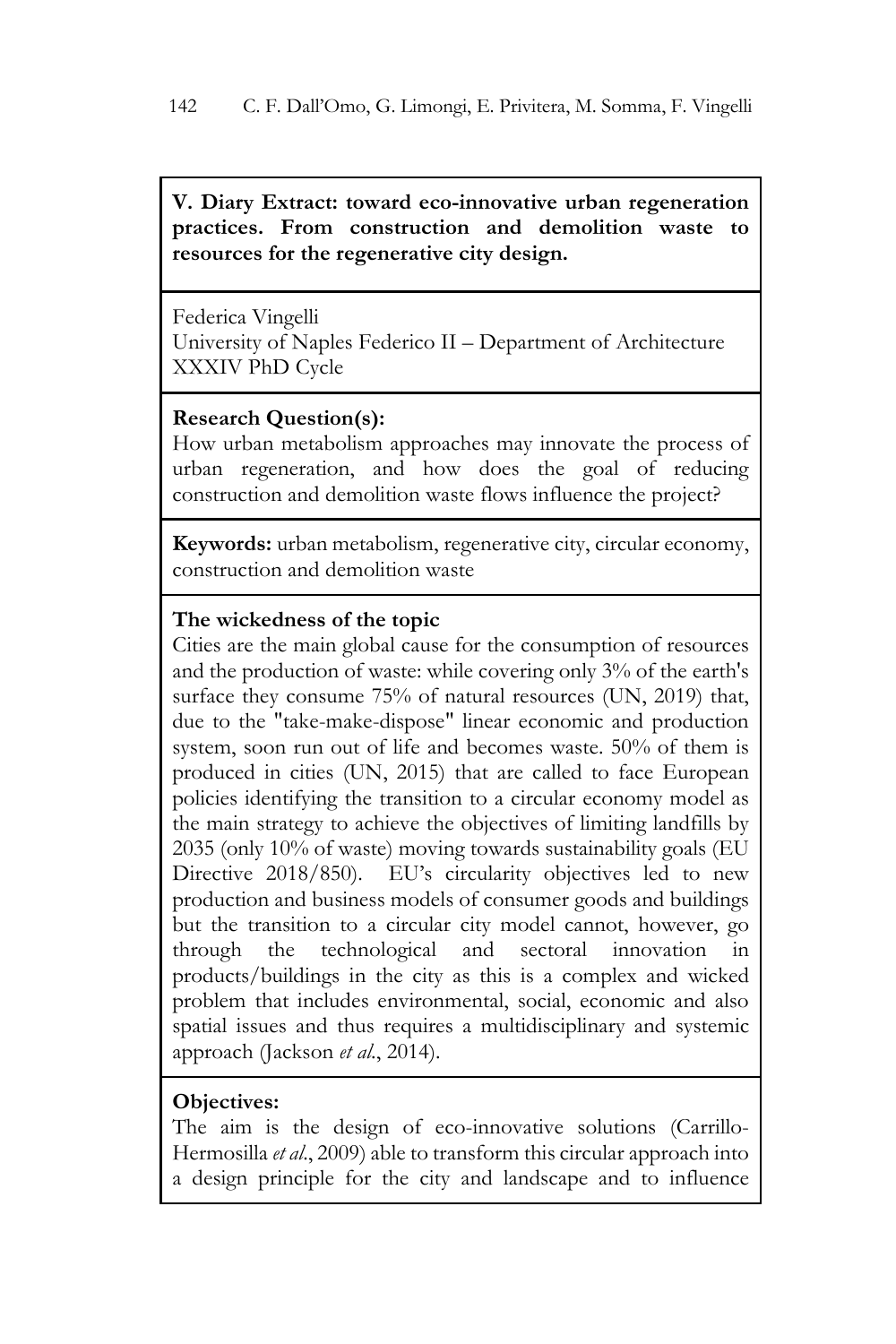**V. Diary Extract: toward eco-innovative urban regeneration practices. From construction and demolition waste to resources for the regenerative city design.**

Federica Vingelli
University of Naples Federico II – Department of Architecture
XXXIV PhD Cycle

**Research Question(s):**
How urban metabolism approaches may innovate the process of urban regeneration, and how does the goal of reducing construction and demolition waste flows influence the project?

**Keywords:** urban metabolism, regenerative city, circular economy, construction and demolition waste

**The wickedness of the topic**
Cities are the main global cause for the consumption of resources and the production of waste: while covering only 3% of the earth's surface they consume 75% of natural resources (UN, 2019) that, due to the "take-make-dispose" linear economic and production system, soon run out of life and becomes waste. 50% of them is produced in cities (UN, 2015) that are called to face European policies identifying the transition to a circular economy model as the main strategy to achieve the objectives of limiting landfills by 2035 (only 10% of waste) moving towards sustainability goals (EU Directive 2018/850). EU's circularity objectives led to new production and business models of consumer goods and buildings but the transition to a circular city model cannot, however, go through the technological and sectoral innovation in products/buildings in the city as this is a complex and wicked problem that includes environmental, social, economic and also spatial issues and thus requires a multidisciplinary and systemic approach (Jackson *et al.*, 2014).

**Objectives:**
The aim is the design of eco-innovative solutions (Carrillo-Hermosilla *et al.*, 2009) able to transform this circular approach into a design principle for the city and landscape and to influence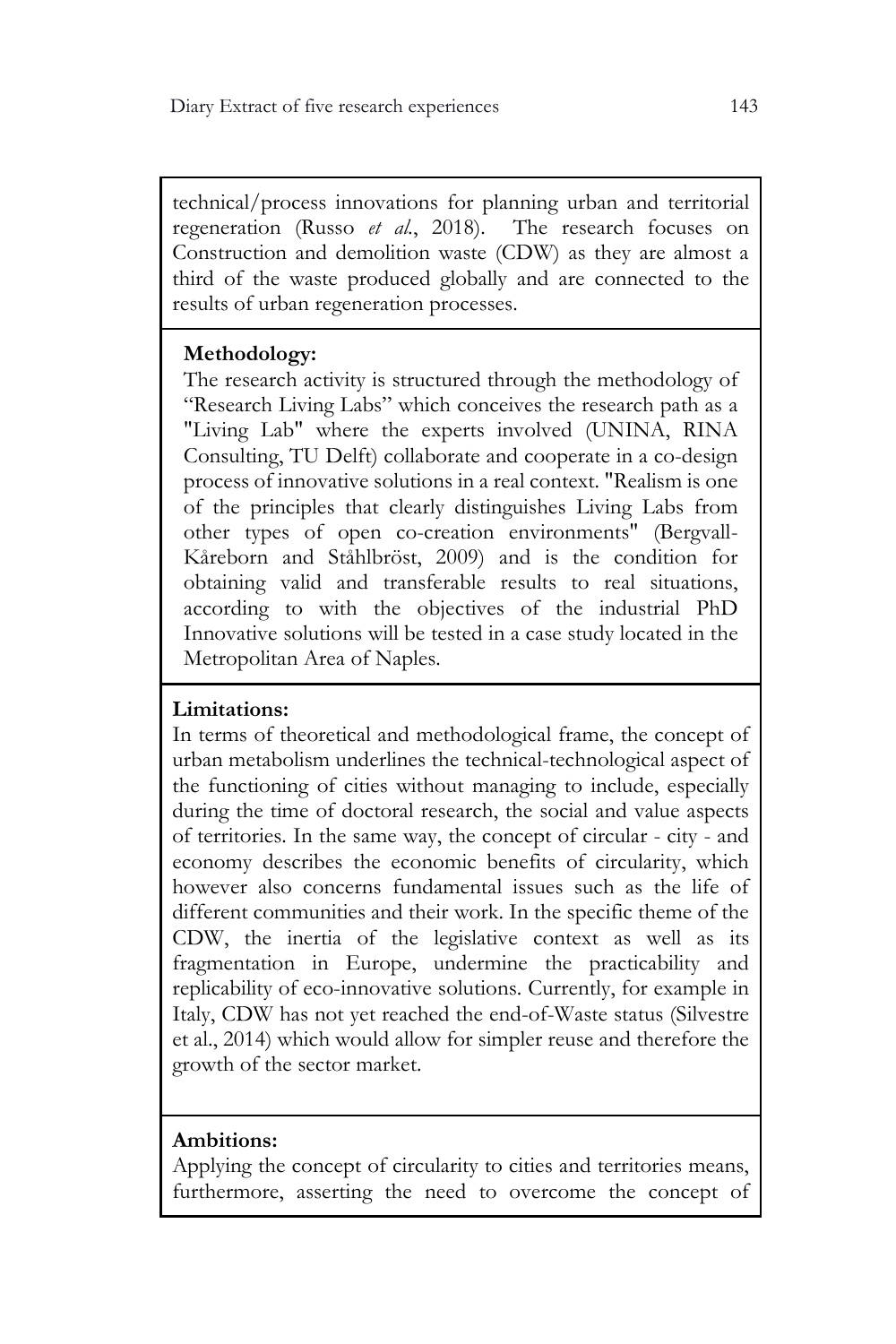technical/process innovations for planning urban and territorial regeneration (Russo *et al.*, 2018). The research focuses on Construction and demolition waste (CDW) as they are almost a third of the waste produced globally and are connected to the results of urban regeneration processes.

**Methodology:**

The research activity is structured through the methodology of "Research Living Labs" which conceives the research path as a "Living Lab" where the experts involved (UNINA, RINA Consulting, TU Delft) collaborate and cooperate in a co-design process of innovative solutions in a real context. "Realism is one of the principles that clearly distinguishes Living Labs from other types of open co-creation environments" (Bergvall-Kåreborn and Ståhlbröst, 2009) and is the condition for obtaining valid and transferable results to real situations, according to with the objectives of the industrial PhD Innovative solutions will be tested in a case study located in the Metropolitan Area of Naples.

**Limitations:**

In terms of theoretical and methodological frame, the concept of urban metabolism underlines the technical-technological aspect of the functioning of cities without managing to include, especially during the time of doctoral research, the social and value aspects of territories. In the same way, the concept of circular - city - and economy describes the economic benefits of circularity, which however also concerns fundamental issues such as the life of different communities and their work. In the specific theme of the CDW, the inertia of the legislative context as well as its fragmentation in Europe, undermine the practicability and replicability of eco-innovative solutions. Currently, for example in Italy, CDW has not yet reached the end-of-Waste status (Silvestre et al., 2014) which would allow for simpler reuse and therefore the growth of the sector market.

**Ambitions:**

Applying the concept of circularity to cities and territories means, furthermore, asserting the need to overcome the concept of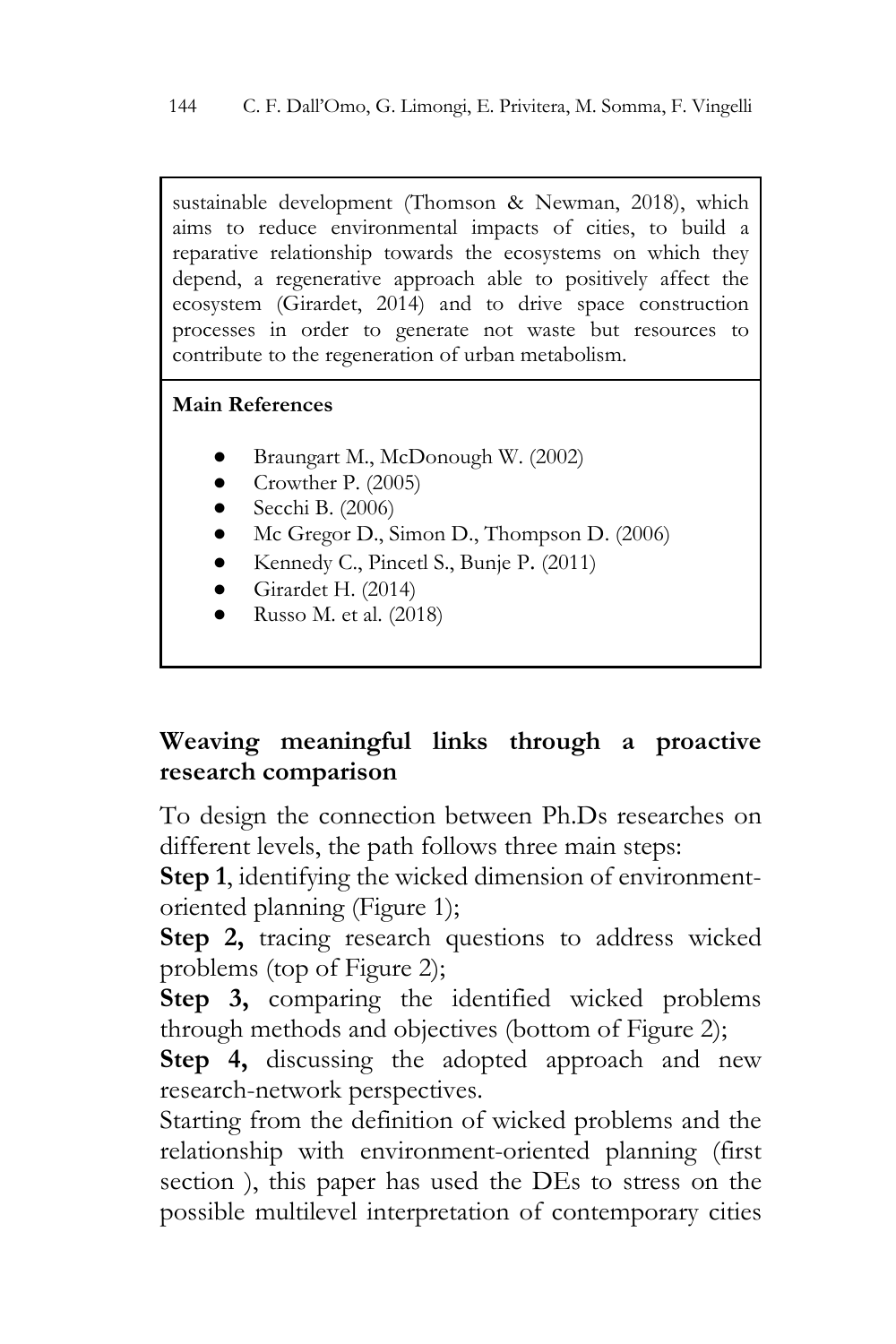sustainable development (Thomson & Newman, 2018), which aims to reduce environmental impacts of cities, to build a reparative relationship towards the ecosystems on which they depend, a regenerative approach able to positively affect the ecosystem (Girardet, 2014) and to drive space construction processes in order to generate not waste but resources to contribute to the regeneration of urban metabolism.

**Main References**

- Braungart M., McDonough W. (2002)
- Crowther P. (2005)
- Secchi B. (2006)
- Mc Gregor D., Simon D., Thompson D. (2006)
- Kennedy C., Pincetl S., Bunje P. (2011)
- Girardet H. (2014)
- Russo M. et al. (2018)

## Weaving meaningful links through a proactive research comparison

To design the connection between Ph.Ds researches on different levels, the path follows three main steps:

**Step 1**, identifying the wicked dimension of environment-oriented planning (Figure 1);

**Step 2,** tracing research questions to address wicked problems (top of Figure 2);

**Step 3,** comparing the identified wicked problems through methods and objectives (bottom of Figure 2);

**Step 4,** discussing the adopted approach and new research-network perspectives.

Starting from the definition of wicked problems and the relationship with environment-oriented planning (first section ), this paper has used the DEs to stress on the possible multilevel interpretation of contemporary cities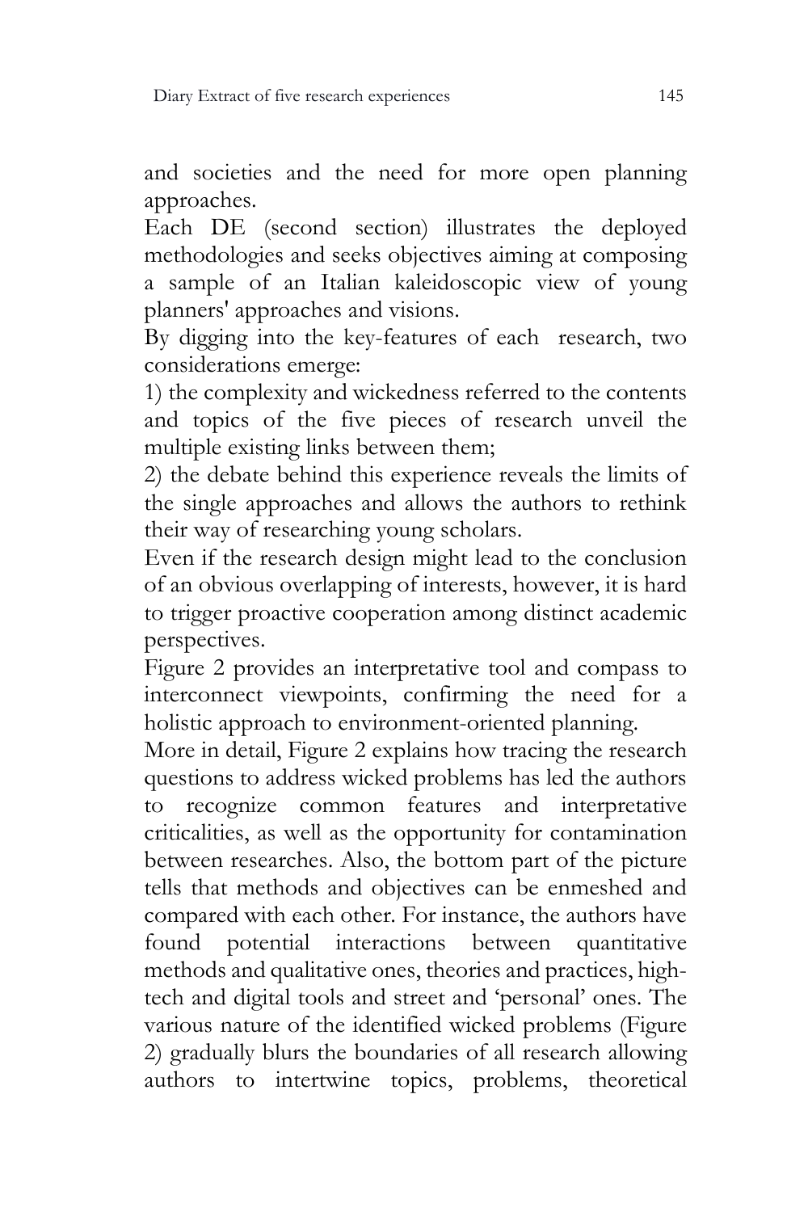and societies and the need for more open planning approaches.

Each DE (second section) illustrates the deployed methodologies and seeks objectives aiming at composing a sample of an Italian kaleidoscopic view of young planners' approaches and visions.

By digging into the key-features of each research, two considerations emerge:

1) the complexity and wickedness referred to the contents and topics of the five pieces of research unveil the multiple existing links between them;

2) the debate behind this experience reveals the limits of the single approaches and allows the authors to rethink their way of researching young scholars.

Even if the research design might lead to the conclusion of an obvious overlapping of interests, however, it is hard to trigger proactive cooperation among distinct academic perspectives.

Figure 2 provides an interpretative tool and compass to interconnect viewpoints, confirming the need for a holistic approach to environment-oriented planning.

More in detail, Figure 2 explains how tracing the research questions to address wicked problems has led the authors to recognize common features and interpretative criticalities, as well as the opportunity for contamination between researches. Also, the bottom part of the picture tells that methods and objectives can be enmeshed and compared with each other. For instance, the authors have found potential interactions between quantitative methods and qualitative ones, theories and practices, high-tech and digital tools and street and 'personal' ones. The various nature of the identified wicked problems (Figure 2) gradually blurs the boundaries of all research allowing authors to intertwine topics, problems, theoretical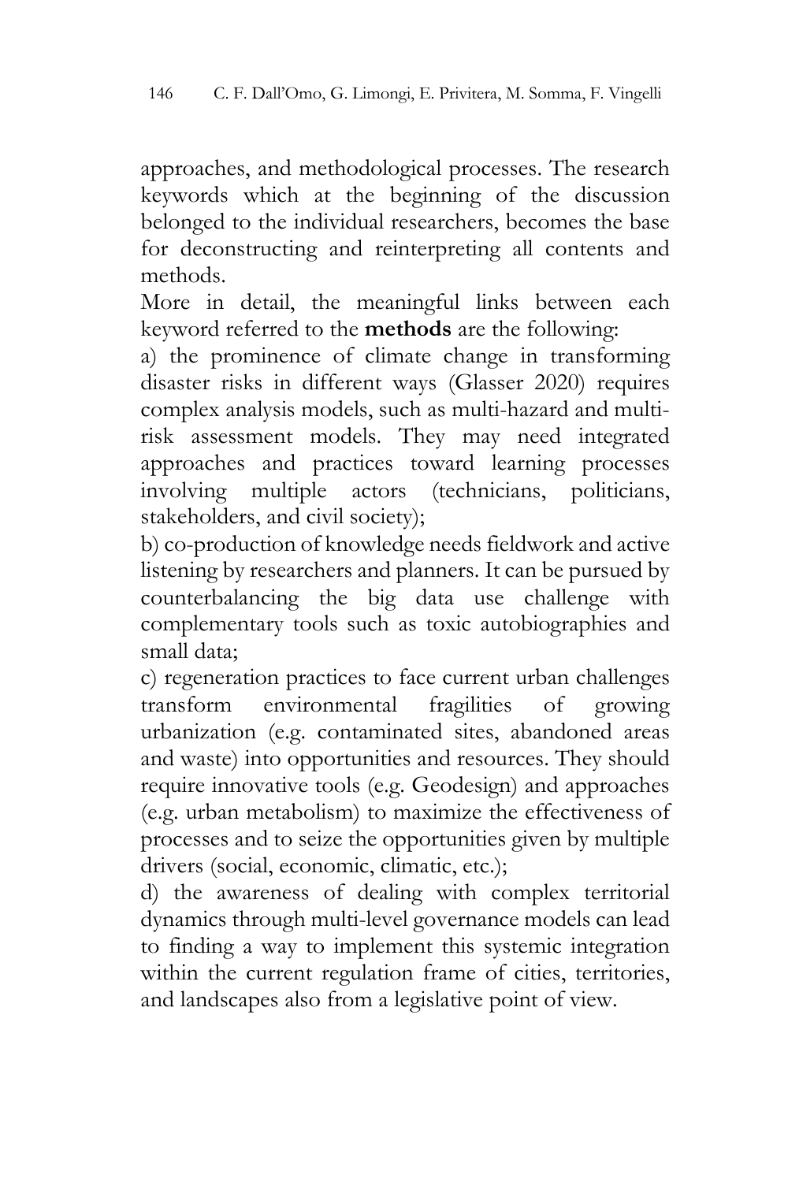approaches, and methodological processes. The research keywords which at the beginning of the discussion belonged to the individual researchers, becomes the base for deconstructing and reinterpreting all contents and methods.

More in detail, the meaningful links between each keyword referred to the **methods** are the following:

a) the prominence of climate change in transforming disaster risks in different ways (Glasser 2020) requires complex analysis models, such as multi-hazard and multi-risk assessment models. They may need integrated approaches and practices toward learning processes involving multiple actors (technicians, politicians, stakeholders, and civil society);

b) co-production of knowledge needs fieldwork and active listening by researchers and planners. It can be pursued by counterbalancing the big data use challenge with complementary tools such as toxic autobiographies and small data;

c) regeneration practices to face current urban challenges transform environmental fragilities of growing urbanization (e.g. contaminated sites, abandoned areas and waste) into opportunities and resources. They should require innovative tools (e.g. Geodesign) and approaches (e.g. urban metabolism) to maximize the effectiveness of processes and to seize the opportunities given by multiple drivers (social, economic, climatic, etc.);

d) the awareness of dealing with complex territorial dynamics through multi-level governance models can lead to finding a way to implement this systemic integration within the current regulation frame of cities, territories, and landscapes also from a legislative point of view.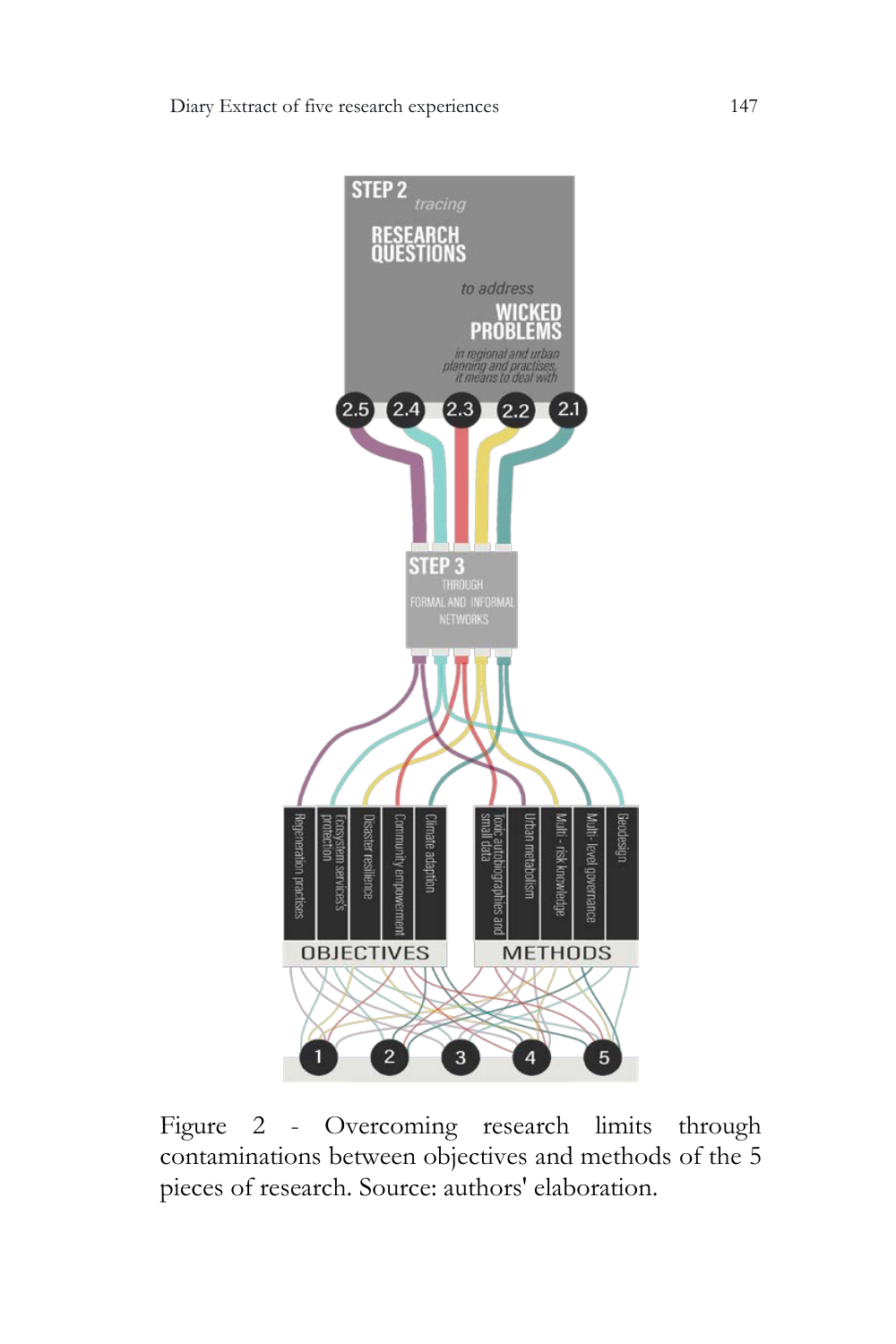Figure 2 - Overcoming research limits through contaminations between objectives and methods of the 5 pieces of research. Source: authors' elaboration.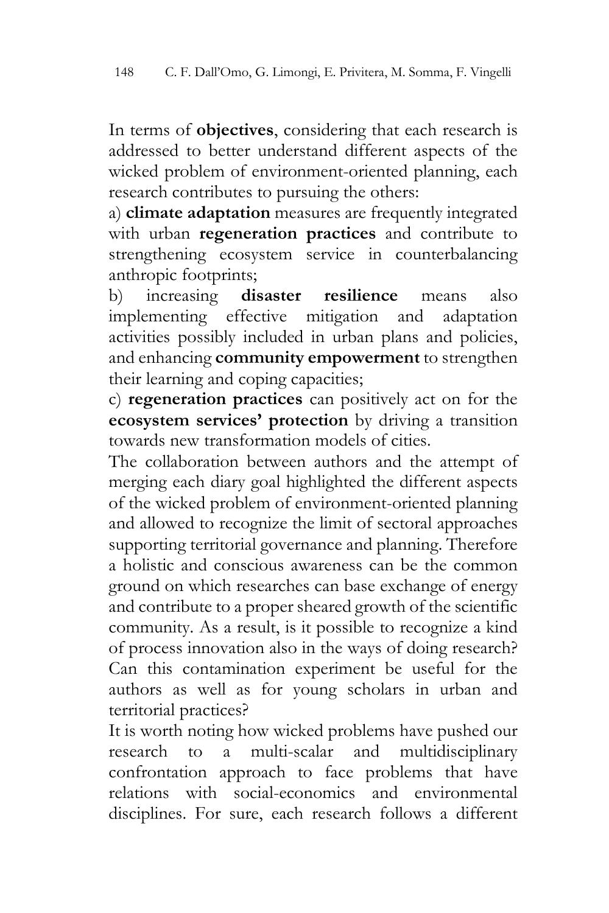In terms of **objectives**, considering that each research is addressed to better understand different aspects of the wicked problem of environment-oriented planning, each research contributes to pursuing the others:

a) **climate adaptation** measures are frequently integrated with urban **regeneration practices** and contribute to strengthening ecosystem service in counterbalancing anthropic footprints;

b) increasing **disaster resilience** means also implementing effective mitigation and adaptation activities possibly included in urban plans and policies, and enhancing **community empowerment** to strengthen their learning and coping capacities;

c) **regeneration practices** can positively act on for the **ecosystem services' protection** by driving a transition towards new transformation models of cities.

The collaboration between authors and the attempt of merging each diary goal highlighted the different aspects of the wicked problem of environment-oriented planning and allowed to recognize the limit of sectoral approaches supporting territorial governance and planning. Therefore a holistic and conscious awareness can be the common ground on which researches can base exchange of energy and contribute to a proper sheared growth of the scientific community. As a result, is it possible to recognize a kind of process innovation also in the ways of doing research? Can this contamination experiment be useful for the authors as well as for young scholars in urban and territorial practices?

It is worth noting how wicked problems have pushed our research to a multi-scalar and multidisciplinary confrontation approach to face problems that have relations with social-economics and environmental disciplines. For sure, each research follows a different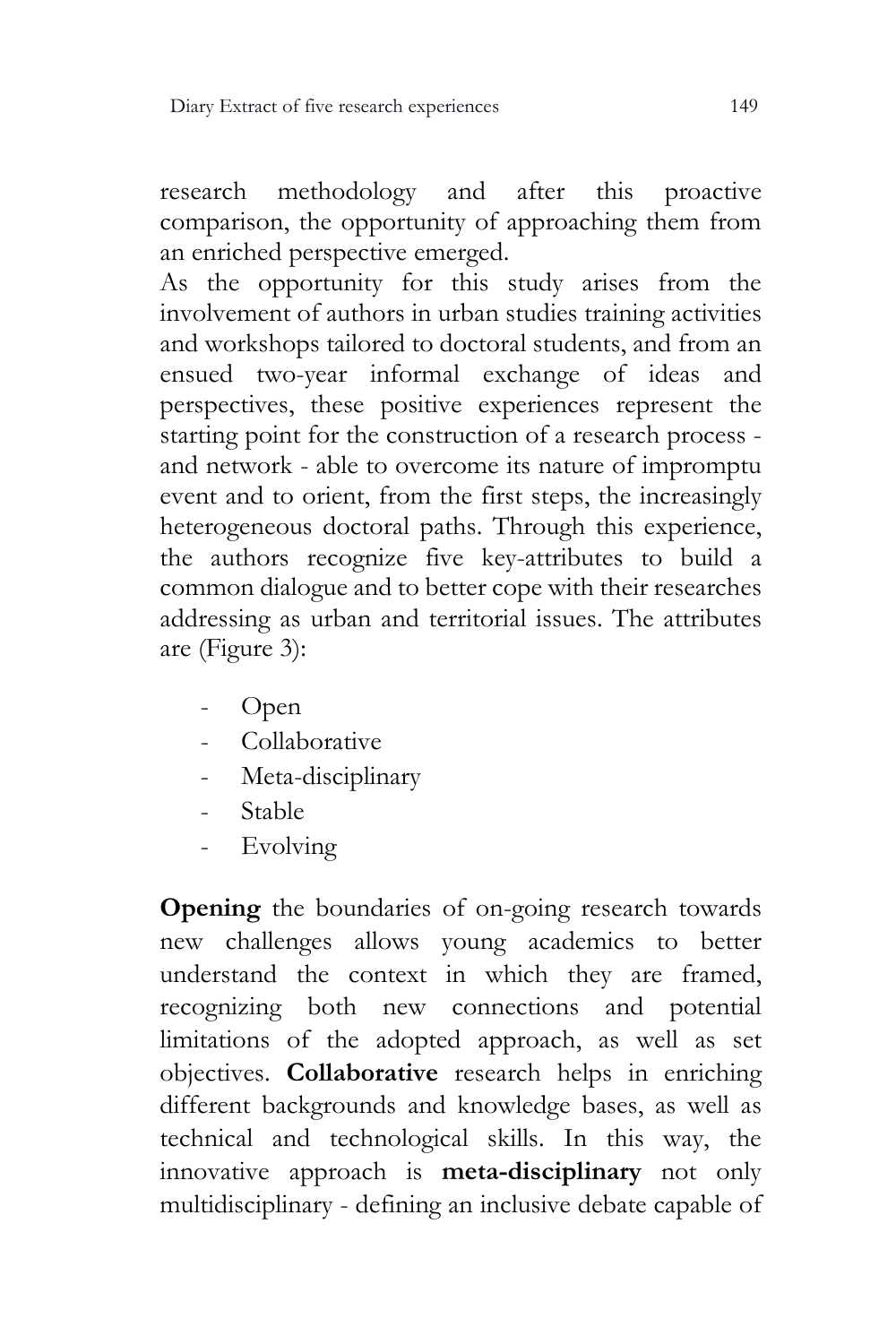research methodology and after this proactive comparison, the opportunity of approaching them from an enriched perspective emerged.

As the opportunity for this study arises from the involvement of authors in urban studies training activities and workshops tailored to doctoral students, and from an ensued two-year informal exchange of ideas and perspectives, these positive experiences represent the starting point for the construction of a research process - and network - able to overcome its nature of impromptu event and to orient, from the first steps, the increasingly heterogeneous doctoral paths. Through this experience, the authors recognize five key-attributes to build a common dialogue and to better cope with their researches addressing as urban and territorial issues. The attributes are (Figure 3):

- Open
- Collaborative
- Meta-disciplinary
- Stable
- Evolving

**Opening** the boundaries of on-going research towards new challenges allows young academics to better understand the context in which they are framed, recognizing both new connections and potential limitations of the adopted approach, as well as set objectives. **Collaborative** research helps in enriching different backgrounds and knowledge bases, as well as technical and technological skills. In this way, the innovative approach is **meta-disciplinary** not only multidisciplinary - defining an inclusive debate capable of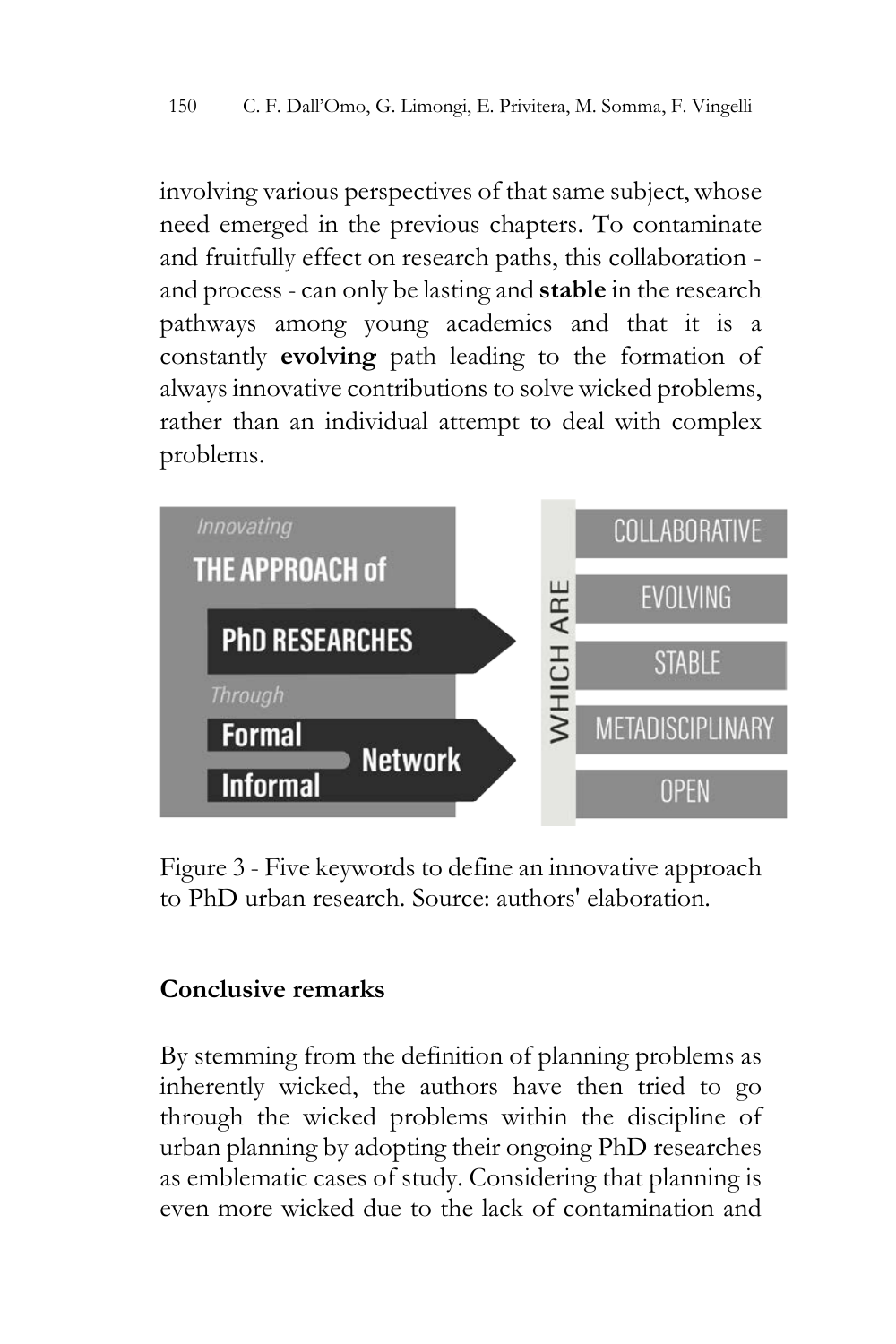involving various perspectives of that same subject, whose need emerged in the previous chapters. To contaminate and fruitfully effect on research paths, this collaboration - and process - can only be lasting and **stable** in the research pathways among young academics and that it is a constantly **evolving** path leading to the formation of always innovative contributions to solve wicked problems, rather than an individual attempt to deal with complex problems.

Innovating THE APPROACH of PhD RESEARCHES Through Formal Informal Network WHICH ARE COLLABORATIVE EVOLVING STABLE METADISCIPLINARY OPEN

Figure 3 - Five keywords to define an innovative approach to PhD urban research. Source: authors' elaboration.

### Conclusive remarks

By stemming from the definition of planning problems as inherently wicked, the authors have then tried to go through the wicked problems within the discipline of urban planning by adopting their ongoing PhD researches as emblematic cases of study. Considering that planning is even more wicked due to the lack of contamination and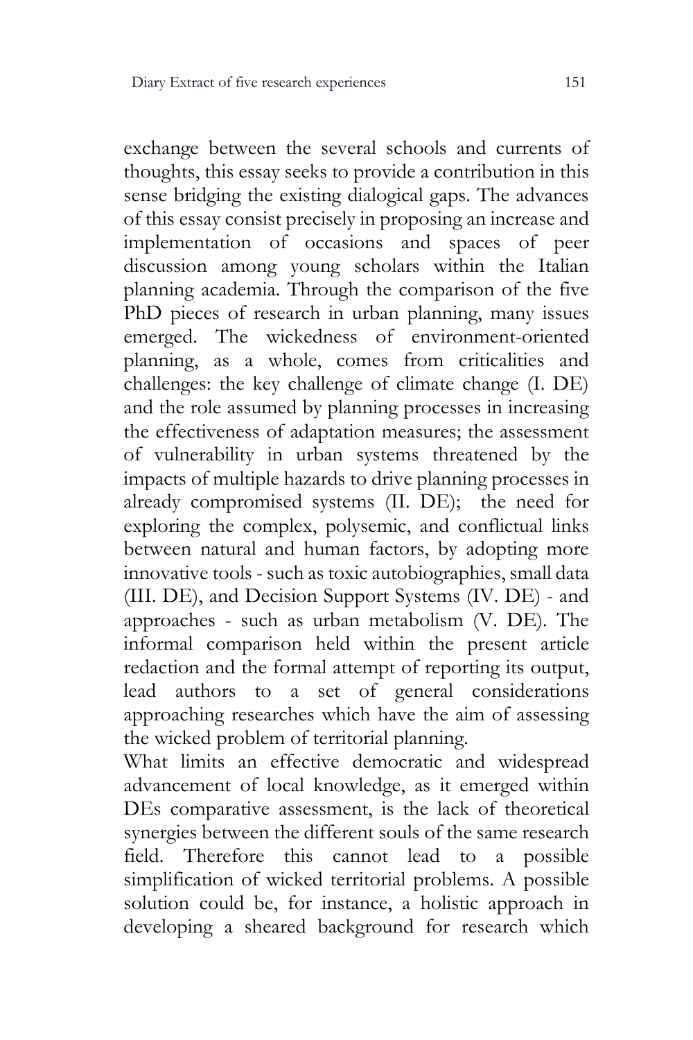exchange between the several schools and currents of thoughts, this essay seeks to provide a contribution in this sense bridging the existing dialogical gaps. The advances of this essay consist precisely in proposing an increase and implementation of occasions and spaces of peer discussion among young scholars within the Italian planning academia. Through the comparison of the five PhD pieces of research in urban planning, many issues emerged. The wickedness of environment-oriented planning, as a whole, comes from criticalities and challenges: the key challenge of climate change (I. DE) and the role assumed by planning processes in increasing the effectiveness of adaptation measures; the assessment of vulnerability in urban systems threatened by the impacts of multiple hazards to drive planning processes in already compromised systems (II. DE); the need for exploring the complex, polysemic, and conflictual links between natural and human factors, by adopting more innovative tools - such as toxic autobiographies, small data (III. DE), and Decision Support Systems (IV. DE) - and approaches - such as urban metabolism (V. DE). The informal comparison held within the present article redaction and the formal attempt of reporting its output, lead authors to a set of general considerations approaching researches which have the aim of assessing the wicked problem of territorial planning.

What limits an effective democratic and widespread advancement of local knowledge, as it emerged within DEs comparative assessment, is the lack of theoretical synergies between the different souls of the same research field. Therefore this cannot lead to a possible simplification of wicked territorial problems. A possible solution could be, for instance, a holistic approach in developing a sheared background for research which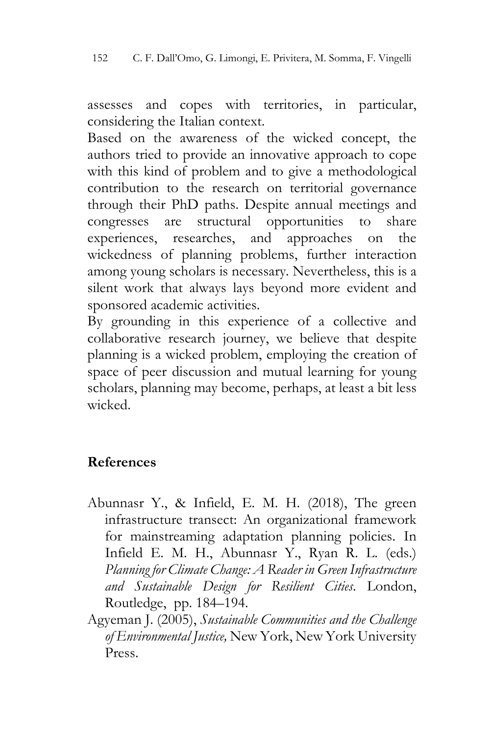assesses and copes with territories, in particular, considering the Italian context.

Based on the awareness of the wicked concept, the authors tried to provide an innovative approach to cope with this kind of problem and to give a methodological contribution to the research on territorial governance through their PhD paths. Despite annual meetings and congresses are structural opportunities to share experiences, researches, and approaches on the wickedness of planning problems, further interaction among young scholars is necessary. Nevertheless, this is a silent work that always lays beyond more evident and sponsored academic activities.

By grounding in this experience of a collective and collaborative research journey, we believe that despite planning is a wicked problem, employing the creation of space of peer discussion and mutual learning for young scholars, planning may become, perhaps, at least a bit less wicked.

## References

Abunnasr Y., & Infield, E. M. H. (2018), The green infrastructure transect: An organizational framework for mainstreaming adaptation planning policies. In Infield E. M. H., Abunnasr Y., Ryan R. L. (eds.) *Planning for Climate Change: A Reader in Green Infrastructure and Sustainable Design for Resilient Cities*. London, Routledge, pp. 184–194.

Agyeman J. (2005), *Sustainable Communities and the Challenge of Environmental Justice,* New York, New York University Press.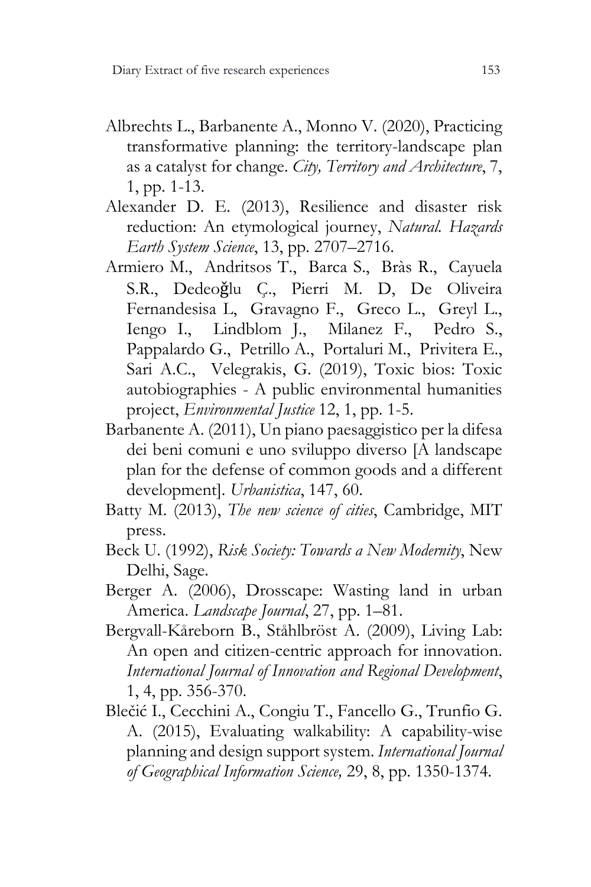Albrechts L., Barbanente A., Monno V. (2020), Practicing transformative planning: the territory-landscape plan as a catalyst for change. *City, Territory and Architecture*, 7, 1, pp. 1-13.

Alexander D. E. (2013), Resilience and disaster risk reduction: An etymological journey, *Natural. Hazards Earth System Science*, 13, pp. 2707–2716.

Armiero M., Andritsos T., Barca S., Bràs R., Cayuela S.R., Dedeoğlu Ç., Pierri M. D, De Oliveira Fernandesisa L, Gravagno F., Greco L., Greyl L., Iengo I., Lindblom J., Milanez F., Pedro S., Pappalardo G., Petrillo A., Portaluri M., Privitera E., Sari A.C., Velegrakis, G. (2019), Toxic bios: Toxic autobiographies - A public environmental humanities project, *Environmental Justice* 12, 1, pp. 1-5.

Barbanente A. (2011), Un piano paesaggistico per la difesa dei beni comuni e uno sviluppo diverso [A landscape plan for the defense of common goods and a different development]. *Urbanistica*, 147, 60.

Batty M. (2013), *The new science of cities*, Cambridge, MIT press.

Beck U. (1992), *Risk Society: Towards a New Modernity*, New Delhi, Sage.

Berger A. (2006), Drosscape: Wasting land in urban America. *Landscape Journal*, 27, pp. 1–81.

Bergvall-Kåreborn B., Ståhlbröst A. (2009), Living Lab: An open and citizen-centric approach for innovation. *International Journal of Innovation and Regional Development*, 1, 4, pp. 356-370.

Blečić I., Cecchini A., Congiu T., Fancello G., Trunfio G. A. (2015), Evaluating walkability: A capability-wise planning and design support system. *International Journal of Geographical Information Science,* 29, 8, pp. 1350-1374.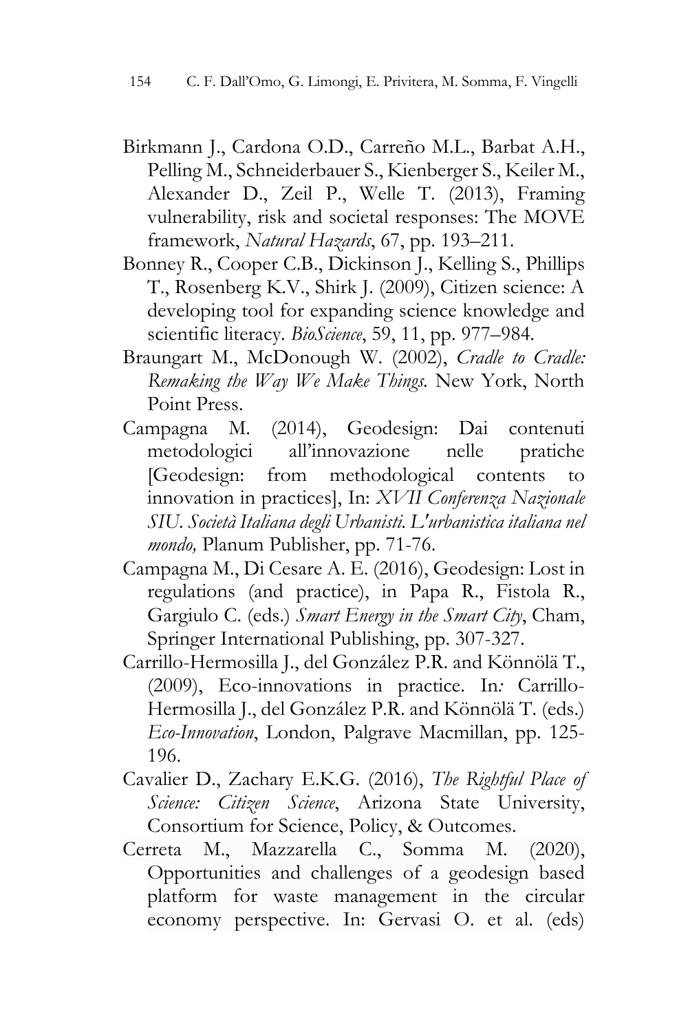Birkmann J., Cardona O.D., Carreño M.L., Barbat A.H., Pelling M., Schneiderbauer S., Kienberger S., Keiler M., Alexander D., Zeil P., Welle T. (2013), Framing vulnerability, risk and societal responses: The MOVE framework, *Natural Hazards*, 67, pp. 193–211.

Bonney R., Cooper C.B., Dickinson J., Kelling S., Phillips T., Rosenberg K.V., Shirk J. (2009), Citizen science: A developing tool for expanding science knowledge and scientific literacy. *BioScience*, 59, 11, pp. 977–984.

Braungart M., McDonough W. (2002), *Cradle to Cradle: Remaking the Way We Make Things*. New York, North Point Press.

Campagna M. (2014), Geodesign: Dai contenuti metodologici all'innovazione nelle pratiche [Geodesign: from methodological contents to innovation in practices], In: *XVII Conferenza Nazionale SIU. Società Italiana degli Urbanisti. L'urbanistica italiana nel mondo,* Planum Publisher, pp. 71-76.

Campagna M., Di Cesare A. E. (2016), Geodesign: Lost in regulations (and practice), in Papa R., Fistola R., Gargiulo C. (eds.) *Smart Energy in the Smart City*, Cham, Springer International Publishing, pp. 307-327.

Carrillo-Hermosilla J., del González P.R. and Könnölä T., (2009), Eco-innovations in practice. In*:* Carrillo-Hermosilla J., del González P.R. and Könnölä T. (eds.) *Eco-Innovation*, London, Palgrave Macmillan, pp. 125-196.

Cavalier D., Zachary E.K.G. (2016), *The Rightful Place of Science: Citizen Science*, Arizona State University, Consortium for Science, Policy, & Outcomes.

Cerreta M., Mazzarella C., Somma M. (2020), Opportunities and challenges of a geodesign based platform for waste management in the circular economy perspective. In: Gervasi O. et al. (eds)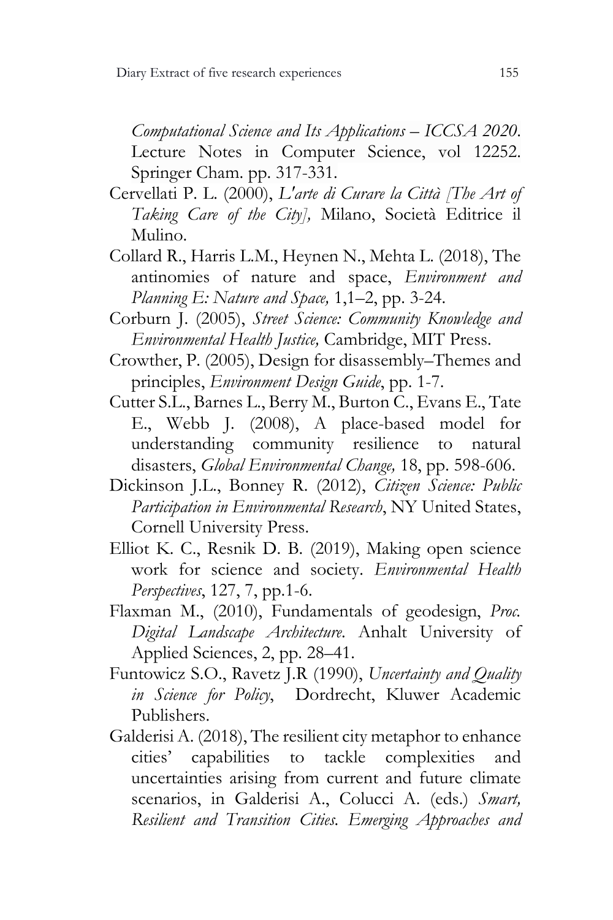*Computational Science and Its Applications – ICCSA 2020*. Lecture Notes in Computer Science, vol 12252. Springer Cham. pp. 317-331.

Cervellati P. L. (2000), *L'arte di Curare la Città [The Art of Taking Care of the City],* Milano, Società Editrice il Mulino.

Collard R., Harris L.M., Heynen N., Mehta L. (2018), The antinomies of nature and space, *Environment and Planning E: Nature and Space,* 1,1–2, pp. 3-24.

Corburn J. (2005), *Street Science: Community Knowledge and Environmental Health Justice,* Cambridge, MIT Press.

Crowther, P. (2005), Design for disassembly–Themes and principles, *Environment Design Guide*, pp. 1-7.

Cutter S.L., Barnes L., Berry M., Burton C., Evans E., Tate E., Webb J. (2008), A place-based model for understanding community resilience to natural disasters, *Global Environmental Change,* 18, pp. 598-606.

Dickinson J.L., Bonney R. (2012), *Citizen Science: Public Participation in Environmental Research*, NY United States, Cornell University Press.

Elliot K. C., Resnik D. B. (2019), Making open science work for science and society. *Environmental Health Perspectives*, 127, 7, pp.1-6.

Flaxman M., (2010), Fundamentals of geodesign, *Proc. Digital Landscape Architecture*. Anhalt University of Applied Sciences, 2, pp. 28–41.

Funtowicz S.O., Ravetz J.R (1990), *Uncertainty and Quality in Science for Policy*, Dordrecht, Kluwer Academic Publishers.

Galderisi A. (2018), The resilient city metaphor to enhance cities' capabilities to tackle complexities and uncertainties arising from current and future climate scenarios, in Galderisi A., Colucci A. (eds.) *Smart, Resilient and Transition Cities. Emerging Approaches and*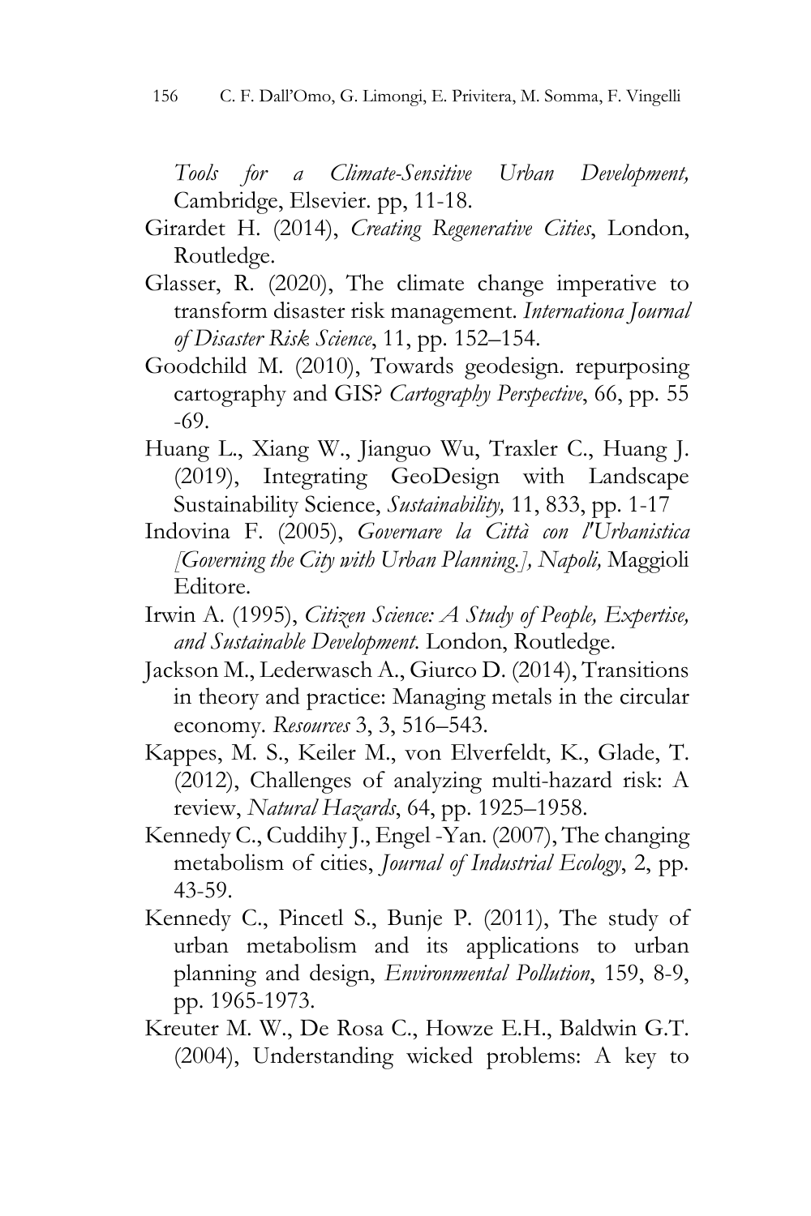*Tools for a Climate-Sensitive Urban Development,* Cambridge, Elsevier. pp, 11-18.

Girardet H. (2014), *Creating Regenerative Cities*, London, Routledge.

Glasser, R. (2020), The climate change imperative to transform disaster risk management. *Internationa Journal of Disaster Risk Science*, 11, pp. 152–154.

Goodchild M. (2010), Towards geodesign. repurposing cartography and GIS? *Cartography Perspective*, 66, pp. 55 -69.

Huang L., Xiang W., Jianguo Wu, Traxler C., Huang J. (2019), Integrating GeoDesign with Landscape Sustainability Science, *Sustainability,* 11, 833, pp. 1-17

Indovina F. (2005), *Governare la Città con l'Urbanistica [Governing the City with Urban Planning.], Napoli,* Maggioli Editore.

Irwin A. (1995), *Citizen Science: A Study of People, Expertise, and Sustainable Development.* London, Routledge.

Jackson M., Lederwasch A., Giurco D. (2014), Transitions in theory and practice: Managing metals in the circular economy. *Resources* 3, 3, 516–543.

Kappes, M. S., Keiler M., von Elverfeldt, K., Glade, T. (2012), Challenges of analyzing multi-hazard risk: A review, *Natural Hazards*, 64, pp. 1925–1958.

Kennedy C., Cuddihy J., Engel -Yan. (2007), The changing metabolism of cities, *Journal of Industrial Ecology*, 2, pp. 43-59.

Kennedy C., Pincetl S., Bunje P. (2011), The study of urban metabolism and its applications to urban planning and design, *Environmental Pollution*, 159, 8-9, pp. 1965-1973.

Kreuter M. W., De Rosa C., Howze E.H., Baldwin G.T. (2004), Understanding wicked problems: A key to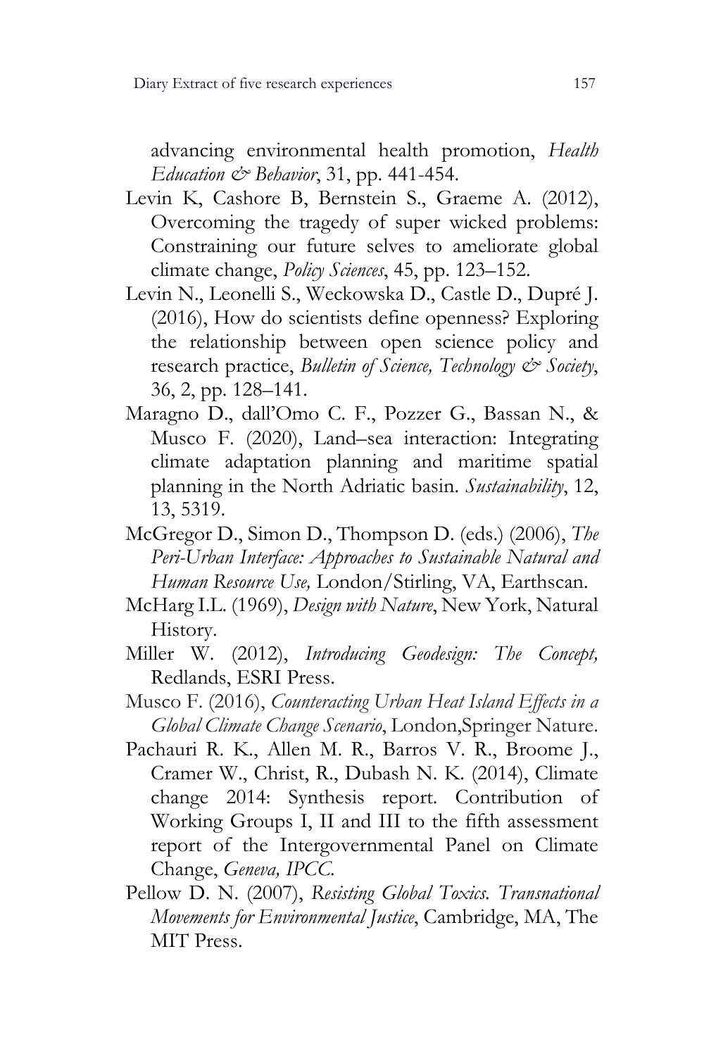advancing environmental health promotion, *Health Education & Behavior*, 31, pp. 441-454.

Levin K, Cashore B, Bernstein S., Graeme A. (2012), Overcoming the tragedy of super wicked problems: Constraining our future selves to ameliorate global climate change, *Policy Sciences*, 45, pp. 123–152.

Levin N., Leonelli S., Weckowska D., Castle D., Dupré J. (2016), How do scientists define openness? Exploring the relationship between open science policy and research practice, *Bulletin of Science, Technology & Society*, 36, 2, pp. 128–141.

Maragno D., dall'Omo C. F., Pozzer G., Bassan N., & Musco F. (2020), Land–sea interaction: Integrating climate adaptation planning and maritime spatial planning in the North Adriatic basin. *Sustainability*, 12, 13, 5319.

McGregor D., Simon D., Thompson D. (eds.) (2006), *The Peri-Urban Interface: Approaches to Sustainable Natural and Human Resource Use,* London/Stirling, VA, Earthscan.

McHarg I.L. (1969), *Design with Nature*, New York, Natural History.

Miller W. (2012), *Introducing Geodesign: The Concept,* Redlands, ESRI Press.

Musco F. (2016), *Counteracting Urban Heat Island Effects in a Global Climate Change Scenario*, London,Springer Nature.

Pachauri R. K., Allen M. R., Barros V. R., Broome J., Cramer W., Christ, R., Dubash N. K. (2014), Climate change 2014: Synthesis report. Contribution of Working Groups I, II and III to the fifth assessment report of the Intergovernmental Panel on Climate Change, *Geneva, IPCC.*

Pellow D. N. (2007), *Resisting Global Toxics. Transnational Movements for Environmental Justice*, Cambridge, MA, The MIT Press.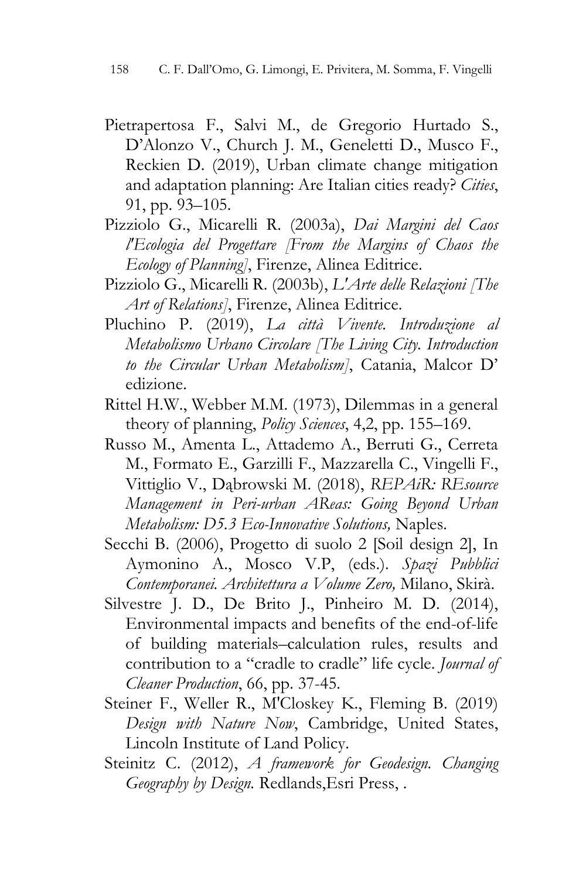Pietrapertosa F., Salvi M., de Gregorio Hurtado S., D'Alonzo V., Church J. M., Geneletti D., Musco F., Reckien D. (2019), Urban climate change mitigation and adaptation planning: Are Italian cities ready? *Cities*, 91, pp. 93–105.

Pizziolo G., Micarelli R. (2003a), *Dai Margini del Caos l'Ecologia del Progettare [From the Margins of Chaos the Ecology of Planning]*, Firenze, Alinea Editrice.

Pizziolo G., Micarelli R. (2003b), *L'Arte delle Relazioni [The Art of Relations]*, Firenze, Alinea Editrice.

Pluchino P. (2019), *La città Vivente. Introduzione al Metabolismo Urbano Circolare [The Living City. Introduction to the Circular Urban Metabolism]*, Catania, Malcor D' edizione.

Rittel H.W., Webber M.M. (1973), Dilemmas in a general theory of planning, *Policy Sciences*, 4,2, pp. 155–169.

Russo M., Amenta L., Attademo A., Berruti G., Cerreta M., Formato E., Garzilli F., Mazzarella C., Vingelli F., Vittiglio V., Dąbrowski M. (2018), *REPAiR: REsource Management in Peri-urban AReas: Going Beyond Urban Metabolism: D5.3 Eco-Innovative Solutions,* Naples.

Secchi B. (2006), Progetto di suolo 2 [Soil design 2], In Aymonino A., Mosco V.P, (eds.). *Spazi Pubblici Contemporanei. Architettura a Volume Zero,* Milano, Skirà.

Silvestre J. D., De Brito J., Pinheiro M. D. (2014), Environmental impacts and benefits of the end-of-life of building materials–calculation rules, results and contribution to a "cradle to cradle" life cycle. *Journal of Cleaner Production*, 66, pp. 37-45.

Steiner F., Weller R., M'Closkey K., Fleming B. (2019) *Design with Nature Now*, Cambridge, United States, Lincoln Institute of Land Policy.

Steinitz C. (2012), *A framework for Geodesign. Changing Geography by Design.* Redlands,Esri Press, .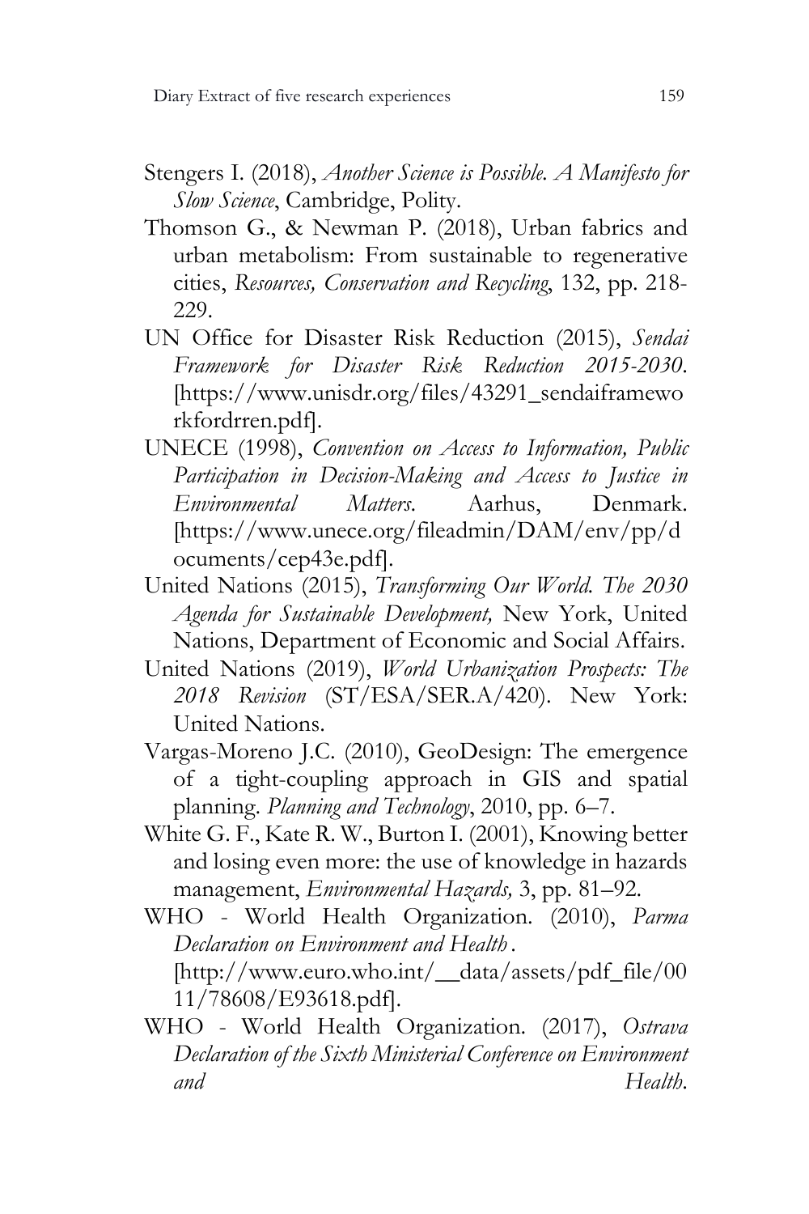Stengers I. (2018), *Another Science is Possible. A Manifesto for Slow Science*, Cambridge, Polity.

Thomson G., & Newman P. (2018), Urban fabrics and urban metabolism: From sustainable to regenerative cities, *Resources, Conservation and Recycling*, 132, pp. 218-229.

UN Office for Disaster Risk Reduction (2015), *Sendai Framework for Disaster Risk Reduction 2015-2030*. [https://www.unisdr.org/files/43291_sendaiframeworkfordrren.pdf].

UNECE (1998), *Convention on Access to Information, Public Participation in Decision-Making and Access to Justice in Environmental Matters*. Aarhus, Denmark. [https://www.unece.org/fileadmin/DAM/env/pp/documents/cep43e.pdf].

United Nations (2015), *Transforming Our World. The 2030 Agenda for Sustainable Development,* New York, United Nations, Department of Economic and Social Affairs.

United Nations (2019), *World Urbanization Prospects: The 2018 Revision* (ST/ESA/SER.A/420). New York: United Nations.

Vargas-Moreno J.C. (2010), GeoDesign: The emergence of a tight-coupling approach in GIS and spatial planning. *Planning and Technology*, 2010, pp. 6–7.

White G. F., Kate R. W., Burton I. (2001), Knowing better and losing even more: the use of knowledge in hazards management, *Environmental Hazards,* 3, pp. 81–92.

WHO - World Health Organization. (2010), *Parma Declaration on Environment and Health*. [http://www.euro.who.int/__data/assets/pdf_file/0011/78608/E93618.pdf].

WHO - World Health Organization. (2017), *Ostrava Declaration of the Sixth Ministerial Conference on Environment and Health*.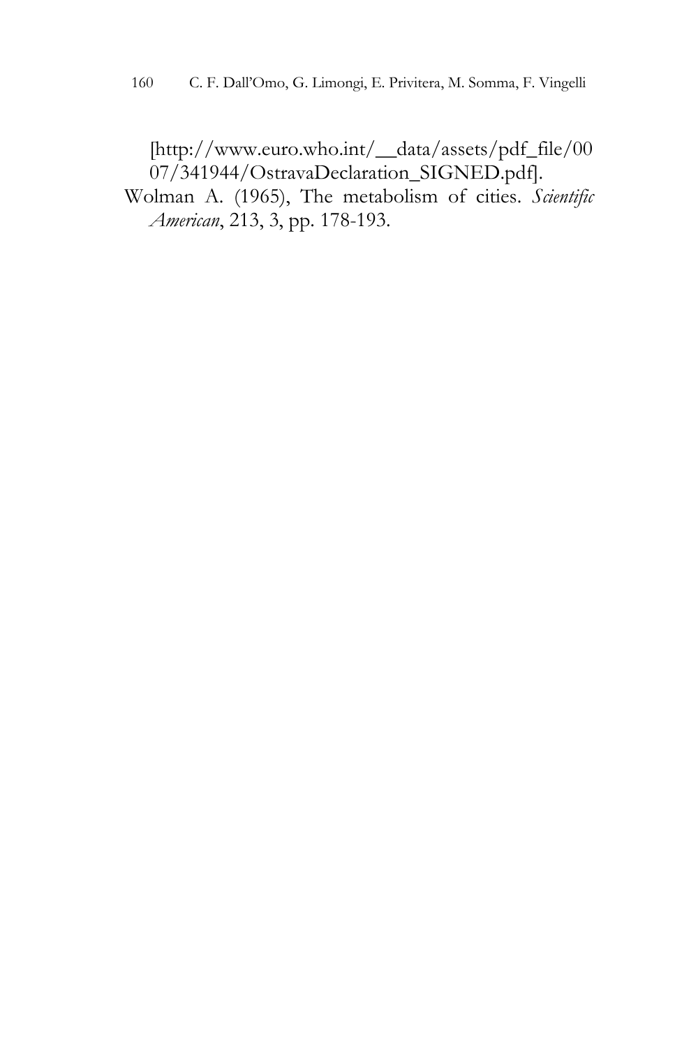[http://www.euro.who.int/__data/assets/pdf_file/0007/341944/OstravaDeclaration_SIGNED.pdf].

Wolman A. (1965), The metabolism of cities. *Scientific American*, 213, 3, pp. 178-193.